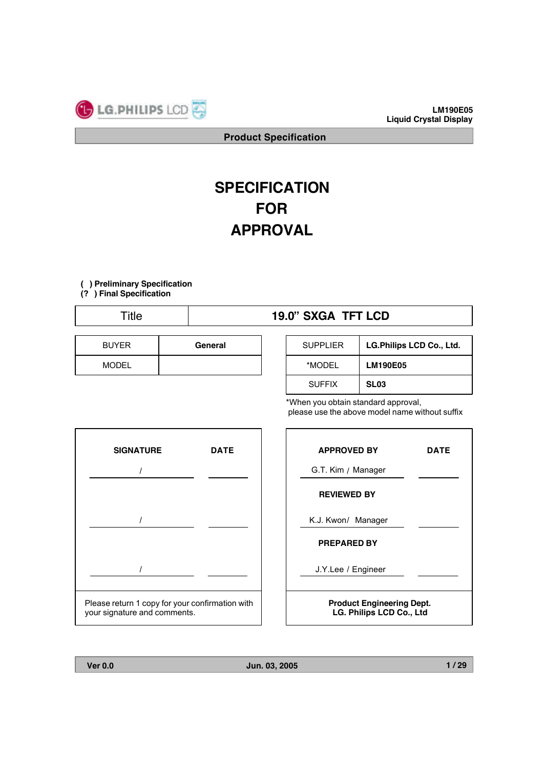LM190E05
Liquid Crystal Display

Product Specification

# SPECIFICATION FOR APPROVAL

( ) Preliminary Specification
(?  ) Final Specification

| Title | 19.0" SXGA TFT LCD |
|---|---|

| BUYER | General |
|---|---|
| MODEL | |

| SUPPLIER | LG.Philips LCD Co., Ltd. |
|---|---|
| *MODEL | LM190E05 |
| SUFFIX | SL03 |

*When you obtain standard approval, please use the above model name without suffix

| SIGNATURE | DATE |
|---|---|
| / | |
| / | |
| / | |

Please return 1 copy for your confirmation with your signature and comments.

| APPROVED BY | DATE |
|---|---|
| G.T. Kim / Manager | |
| **REVIEWED BY** | |
| K.J. Kwon/ Manager | |
| **PREPARED BY** | |
| J.Y.Lee / Engineer | |

**Product Engineering Dept.**
**LG. Philips LCD Co., Ltd**

Ver 0.0 Jun. 03, 2005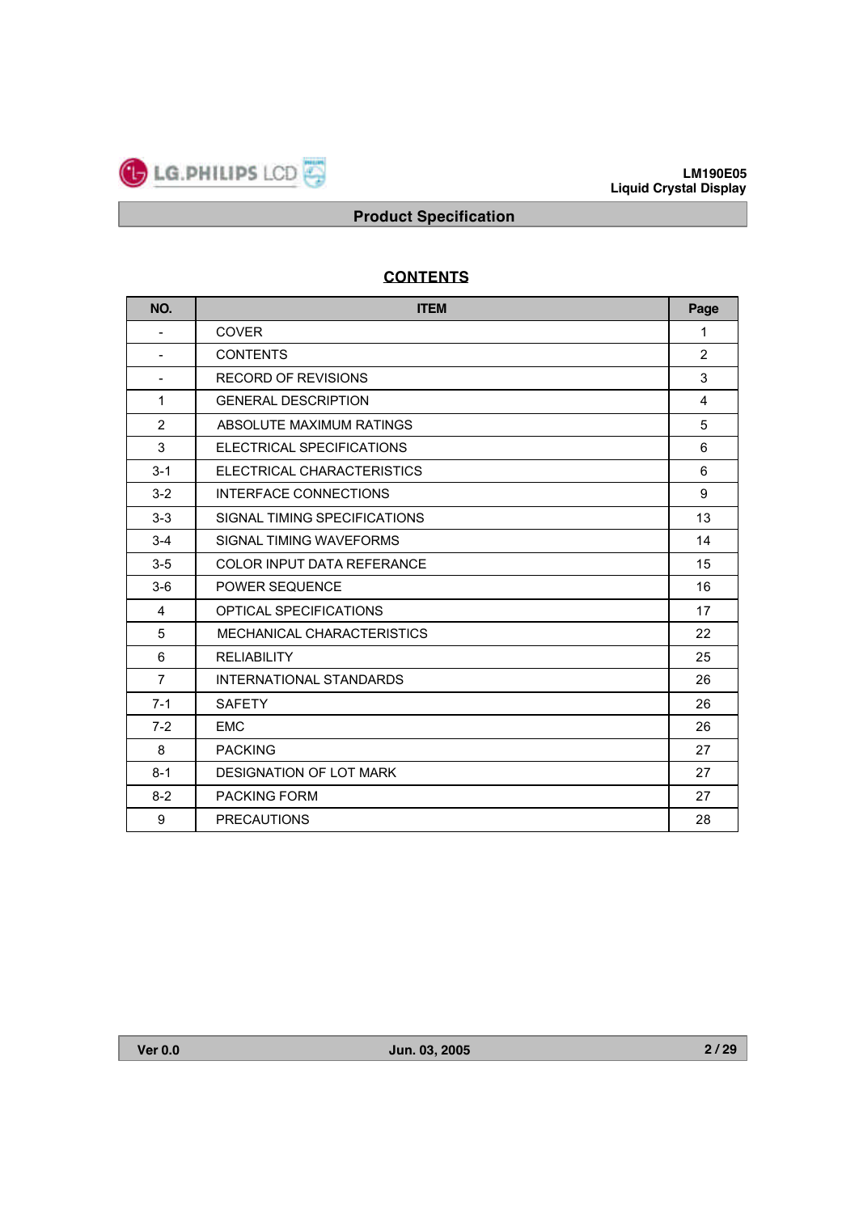# CONTENTS

| NO. | ITEM | Page |
|---|---|---|
| - | COVER | 1 |
| - | CONTENTS | 2 |
| - | RECORD OF REVISIONS | 3 |
| 1 | GENERAL DESCRIPTION | 4 |
| 2 | ABSOLUTE MAXIMUM RATINGS | 5 |
| 3 | ELECTRICAL SPECIFICATIONS | 6 |
| 3-1 | ELECTRICAL CHARACTERISTICS | 6 |
| 3-2 | INTERFACE CONNECTIONS | 9 |
| 3-3 | SIGNAL TIMING SPECIFICATIONS | 13 |
| 3-4 | SIGNAL TIMING WAVEFORMS | 14 |
| 3-5 | COLOR INPUT DATA REFERANCE | 15 |
| 3-6 | POWER SEQUENCE | 16 |
| 4 | OPTICAL SPECIFICATIONS | 17 |
| 5 | MECHANICAL CHARACTERISTICS | 22 |
| 6 | RELIABILITY | 25 |
| 7 | INTERNATIONAL STANDARDS | 26 |
| 7-1 | SAFETY | 26 |
| 7-2 | EMC | 26 |
| 8 | PACKING | 27 |
| 8-1 | DESIGNATION OF LOT MARK | 27 |
| 8-2 | PACKING FORM | 27 |
| 9 | PRECAUTIONS | 28 |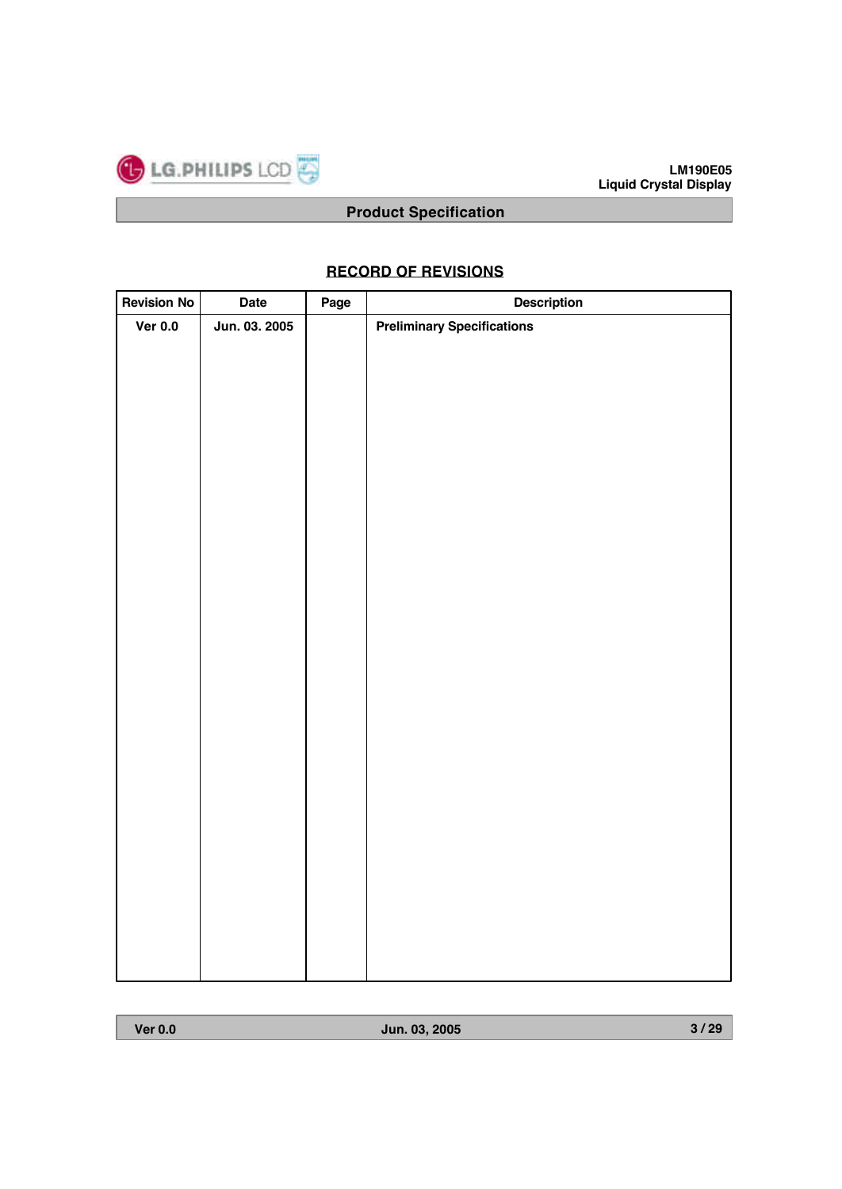## RECORD OF REVISIONS

| Revision No | Date | Page | Description |
|---|---|---|---|
| Ver 0.0 | Jun. 03. 2005 | | Preliminary Specifications |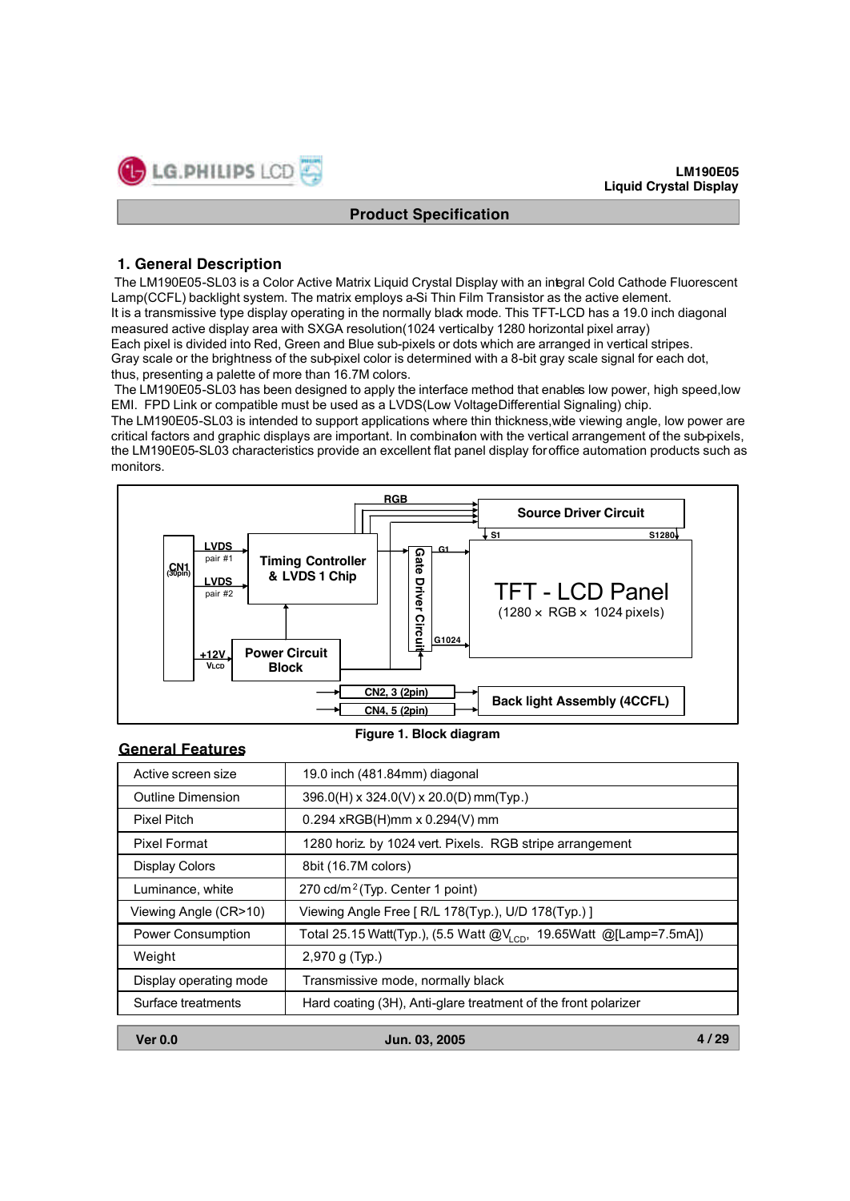## 1. General Description

The LM190E05-SL03 is a Color Active Matrix Liquid Crystal Display with an integral Cold Cathode Fluorescent Lamp(CCFL) backlight system. The matrix employs a-Si Thin Film Transistor as the active element.
It is a transmissive type display operating in the normally black mode. This TFT-LCD has a 19.0 inch diagonal measured active display area with SXGA resolution(1024 vertical by 1280 horizontal pixel array)
Each pixel is divided into Red, Green and Blue sub-pixels or dots which are arranged in vertical stripes.
Gray scale or the brightness of the sub-pixel color is determined with a 8-bit gray scale signal for each dot, thus, presenting a palette of more than 16.7M colors.
The LM190E05-SL03 has been designed to apply the interface method that enables low power, high speed, low EMI. FPD Link or compatible must be used as a LVDS(Low Voltage Differential Signaling) chip.
The LM190E05-SL03 is intended to support applications where thin thickness, wide viewing angle, low power are critical factors and graphic displays are important. In combination with the vertical arrangement of the sub-pixels, the LM190E05-SL03 characteristics provide an excellent flat panel display for office automation products such as monitors.

CN1 (30pin) | LVDS pair #1 | LVDS pair #2 | +12V $V_{LCD}$ | Timing Controller & LVDS 1 Chip | Power Circuit Block | RGB | Source Driver Circuit | S1 | S1280 | Gate Driver Circuit | G1 | G1024 | TFT - LCD Panel (1280 × RGB × 1024 pixels) | CN2, 3 (2pin) | CN4, 5 (2pin) | Back light Assembly (4CCFL)

**Figure 1. Block diagram**

## General Features

| | |
|---|---|
| Active screen size | 19.0 inch (481.84mm) diagonal |
| Outline Dimension | 396.0(H) x 324.0(V) x 20.0(D) mm(Typ.) |
| Pixel Pitch | 0.294 xRGB(H)mm x 0.294(V) mm |
| Pixel Format | 1280 horiz. by 1024 vert. Pixels. RGB stripe arrangement |
| Display Colors | 8bit (16.7M colors) |
| Luminance, white | 270 cd/m$^2$ (Typ. Center 1 point) |
| Viewing Angle (CR>10) | Viewing Angle Free [ R/L 178(Typ.), U/D 178(Typ.) ] |
| Power Consumption | Total 25.15 Watt(Typ.), (5.5 Watt @$V_{LCD}$, 19.65Watt @[Lamp=7.5mA]) |
| Weight | 2,970 g (Typ.) |
| Display operating mode | Transmissive mode, normally black |
| Surface treatments | Hard coating (3H), Anti-glare treatment of the front polarizer |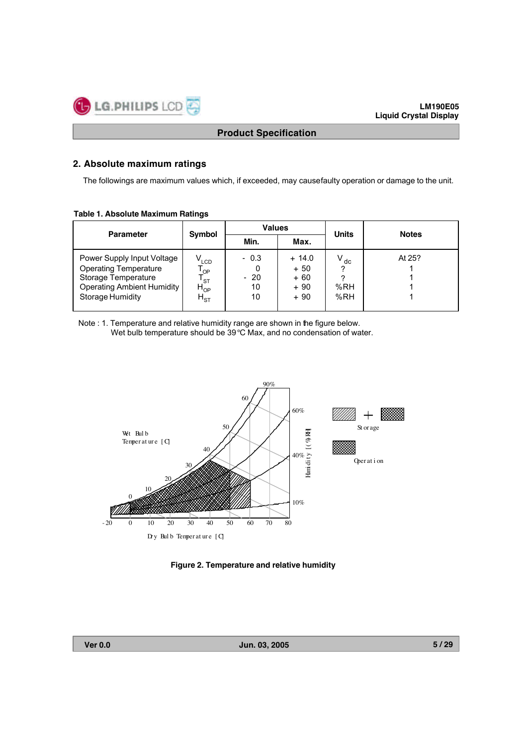## 2. Absolute maximum ratings

The followings are maximum values which, if exceeded, may causefaulty operation or damage to the unit.

**Table 1. Absolute Maximum Ratings**

| Parameter | Symbol | Values | | Units | Notes |
|---|---|---|---|---|---|
| | | Min. | Max. | | |
| Power Supply Input Voltage | $V_{LCD}$ | - 0.3 | + 14.0 | $V_{dc}$ | At 25? |
| Operating Temperature | $T_{OP}$ | 0 | + 50 | ? | 1 |
| Storage Temperature | $T_{ST}$ | - 20 | + 60 | ? | 1 |
| Operating Ambient Humidity | $H_{OP}$ | 10 | + 90 | %RH | 1 |
| Storage Humidity | $H_{ST}$ | 10 | + 90 | %RH | 1 |

Note : 1. Temperature and relative humidity range are shown in the figure below.
Wet bulb temperature should be 39°C Max, and no condensation of water.

Wet Bulb Temperature [C]

Humidity [(%)RH]

Dry Bulb Temperature [C]

Storage

Operation

**Figure 2. Temperature and relative humidity**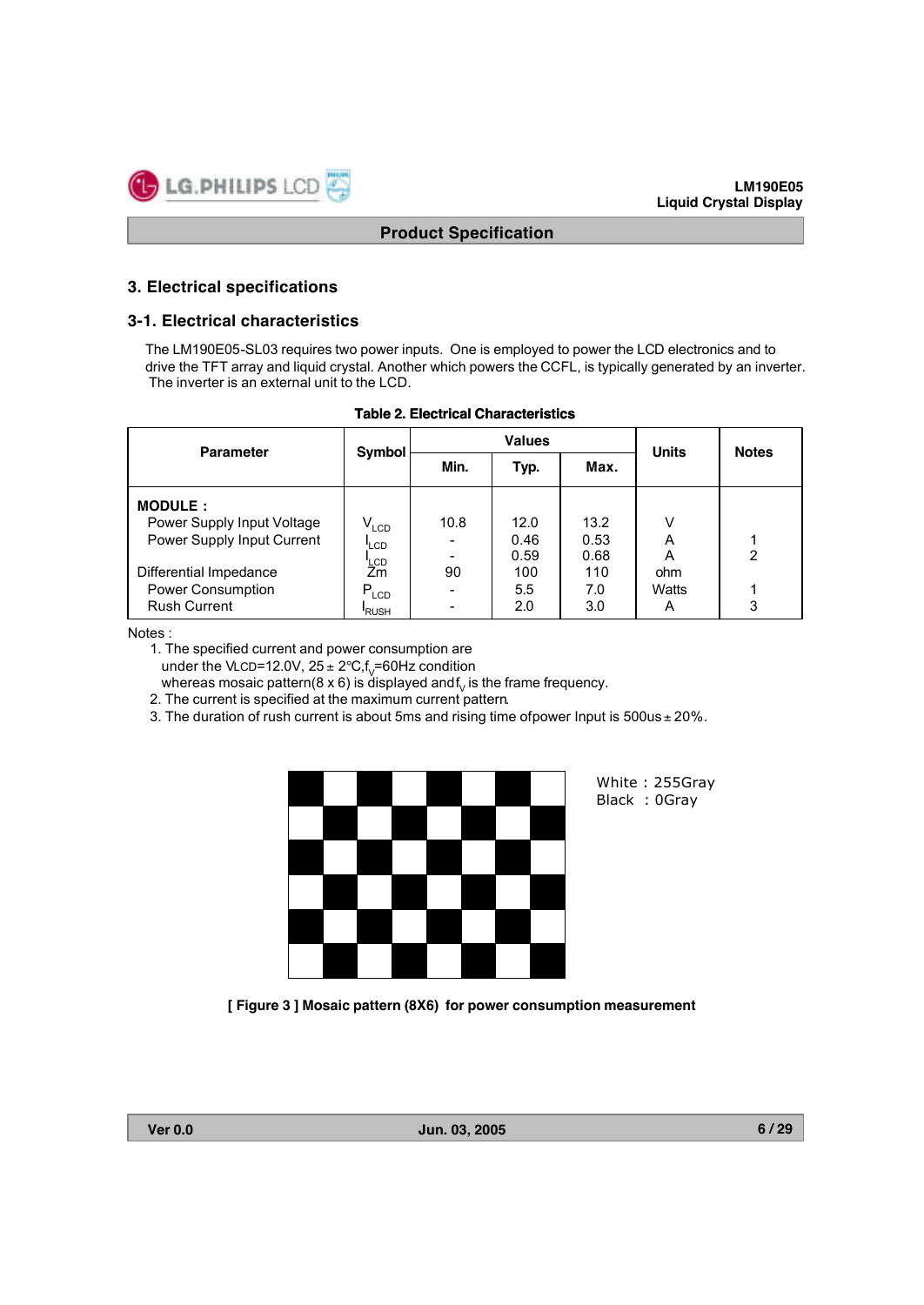## 3. Electrical specifications

### 3-1. Electrical characteristics

The LM190E05-SL03 requires two power inputs. One is employed to power the LCD electronics and to drive the TFT array and liquid crystal. Another which powers the CCFL, is typically generated by an inverter. The inverter is an external unit to the LCD.

**Table 2. Electrical Characteristics**

| Parameter | Symbol | Values | | | Units | Notes |
|---|---|---|---|---|---|---|
| | | Min. | Typ. | Max. | | |
| **MODULE :** | | | | | | |
| Power Supply Input Voltage | $V_{LCD}$ | 10.8 | 12.0 | 13.2 | V | |
| Power Supply Input Current | $I_{LCD}$ | - | 0.46 | 0.53 | A | 1 |
| | $I_{LCD}$ | - | 0.59 | 0.68 | A | 2 |
| Differential Impedance | Zm | 90 | 100 | 110 | ohm | |
| Power Consumption | $P_{LCD}$ | - | 5.5 | 7.0 | Watts | 1 |
| Rush Current | $I_{RUSH}$ | - | 2.0 | 3.0 | A | 3 |

Notes :

1. The specified current and power consumption are under the VLCD=12.0V, 25 ± 2℃, $f_V$=60Hz condition whereas mosaic pattern(8 x 6) is displayed and $f_V$ is the frame frequency.
2. The current is specified at the maximum current pattern.
3. The duration of rush current is about 5ms and rising time of power Input is 500us ± 20%.

White : 255Gray
Black : 0Gray

[ Figure 3 ] Mosaic pattern (8X6) for power consumption measurement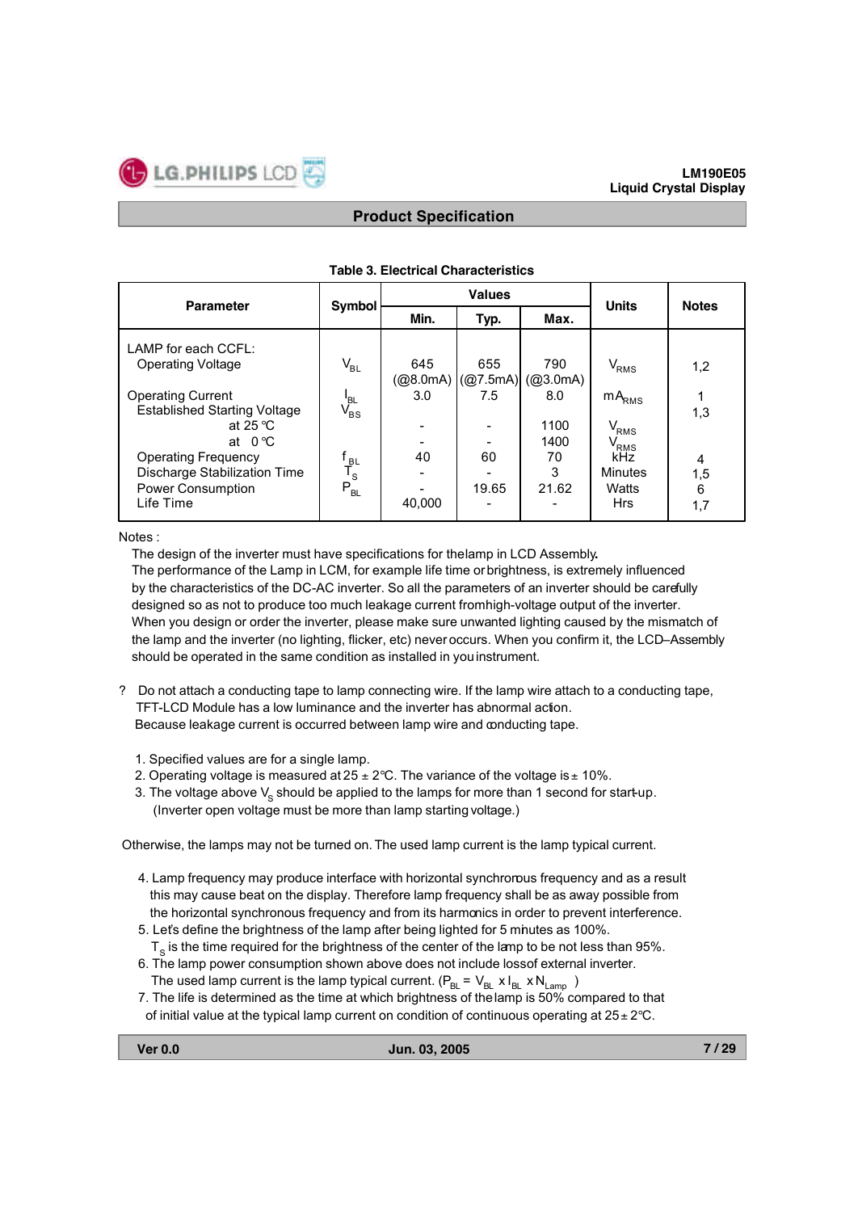### Table 3. Electrical Characteristics

| Parameter | Symbol | Values | | | Units | Notes |
|---|---|---|---|---|---|---|
| | | Min. | Typ. | Max. | | |
| LAMP for each CCFL: | | | | | | |
| Operating Voltage | $V_{BL}$ | 645 (@8.0mA) | 655 (@7.5mA) | 790 (@3.0mA) | $V_{RMS}$ | 1,2 |
| Operating Current | $I_{BL}$ | 3.0 | 7.5 | 8.0 | $mA_{RMS}$ | 1 |
| Established Starting Voltage | $V_{BS}$ | | | | | 1,3 |
| at 25 ℃ | | - | - | 1100 | $V_{RMS}$ | |
| at 0 ℃ | | - | - | 1400 | $V_{RMS}$ | |
| Operating Frequency | $f_{BL}$ | 40 | 60 | 70 | kHz | 4 |
| Discharge Stabilization Time | $T_S$ | - | - | 3 | Minutes | 1,5 |
| Power Consumption | $P_{BL}$ | - | 19.65 | 21.62 | Watts | 6 |
| Life Time | | 40,000 | - | - | Hrs | 1,7 |

Notes :

The design of the inverter must have specifications for the lamp in LCD Assembly.
The performance of the Lamp in LCM, for example life time or brightness, is extremely influenced by the characteristics of the DC-AC inverter. So all the parameters of an inverter should be carefully designed so as not to produce too much leakage current from high-voltage output of the inverter.
When you design or order the inverter, please make sure unwanted lighting caused by the mismatch of the lamp and the inverter (no lighting, flicker, etc) never occurs. When you confirm it, the LCD–Assembly should be operated in the same condition as installed in you instrument.

? Do not attach a conducting tape to lamp connecting wire. If the lamp wire attach to a conducting tape, TFT-LCD Module has a low luminance and the inverter has abnormal action.
Because leakage current is occurred between lamp wire and conducting tape.

1. Specified values are for a single lamp.
2. Operating voltage is measured at 25 ± 2℃. The variance of the voltage is ± 10%.
3. The voltage above $V_S$ should be applied to the lamps for more than 1 second for start-up.
   (Inverter open voltage must be more than lamp starting voltage.)

Otherwise, the lamps may not be turned on. The used lamp current is the lamp typical current.

4. Lamp frequency may produce interface with horizontal synchronous frequency and as a result this may cause beat on the display. Therefore lamp frequency shall be as away possible from the horizontal synchronous frequency and from its harmonics in order to prevent interference.
5. Let's define the brightness of the lamp after being lighted for 5 minutes as 100%.
   $T_S$ is the time required for the brightness of the center of the lamp to be not less than 95%.
6. The lamp power consumption shown above does not include loss of external inverter.
   The used lamp current is the lamp typical current. ($P_{BL} = V_{BL} \times I_{BL} \times N_{Lamp}$ )
7. The life is determined as the time at which brightness of the lamp is 50% compared to that of initial value at the typical lamp current on condition of continuous operating at 25 ± 2℃.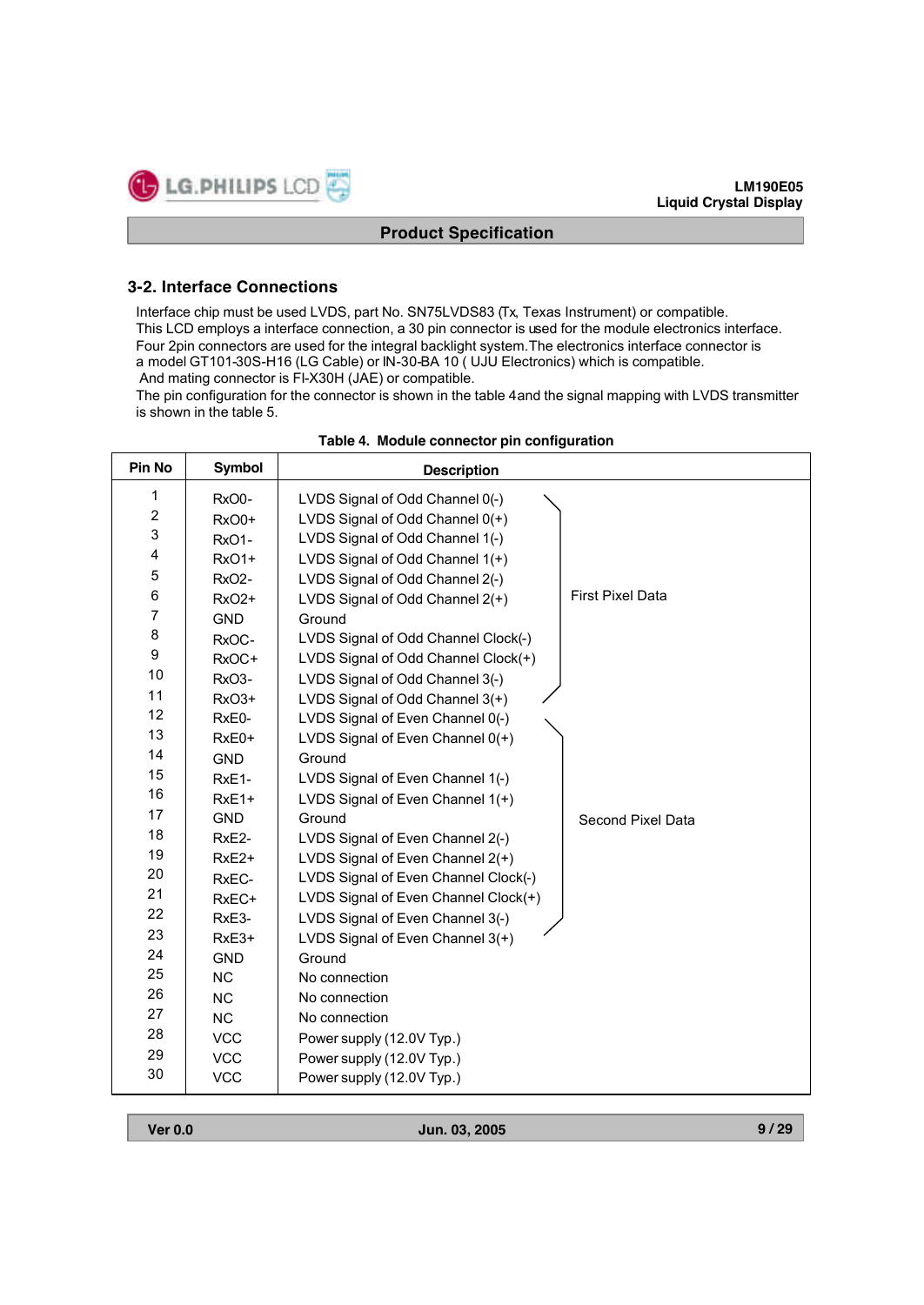### 3-2. Interface Connections

Interface chip must be used LVDS, part No. SN75LVDS83 (Tx, Texas Instrument) or compatible.
This LCD employs a interface connection, a 30 pin connector is used for the module electronics interface.
Four 2pin connectors are used for the integral backlight system.The electronics interface connector is a model GT101-30S-H16 (LG Cable) or IN-30-BA 10 ( UJU Electronics) which is compatible.
And mating connector is FI-X30H (JAE) or compatible.
The pin configuration for the connector is shown in the table 4and the signal mapping with LVDS transmitter is shown in the table 5.

**Table 4. Module connector pin configuration**

| Pin No | Symbol | Description | |
|---|---|---|---|
| 1 | RxO0- | LVDS Signal of Odd Channel 0(-) | First Pixel Data |
| 2 | RxO0+ | LVDS Signal of Odd Channel 0(+) | |
| 3 | RxO1- | LVDS Signal of Odd Channel 1(-) | |
| 4 | RxO1+ | LVDS Signal of Odd Channel 1(+) | |
| 5 | RxO2- | LVDS Signal of Odd Channel 2(-) | |
| 6 | RxO2+ | LVDS Signal of Odd Channel 2(+) | |
| 7 | GND | Ground | |
| 8 | RxOC- | LVDS Signal of Odd Channel Clock(-) | |
| 9 | RxOC+ | LVDS Signal of Odd Channel Clock(+) | |
| 10 | RxO3- | LVDS Signal of Odd Channel 3(-) | |
| 11 | RxO3+ | LVDS Signal of Odd Channel 3(+) | |
| 12 | RxE0- | LVDS Signal of Even Channel 0(-) | Second Pixel Data |
| 13 | RxE0+ | LVDS Signal of Even Channel 0(+) | |
| 14 | GND | Ground | |
| 15 | RxE1- | LVDS Signal of Even Channel 1(-) | |
| 16 | RxE1+ | LVDS Signal of Even Channel 1(+) | |
| 17 | GND | Ground | |
| 18 | RxE2- | LVDS Signal of Even Channel 2(-) | |
| 19 | RxE2+ | LVDS Signal of Even Channel 2(+) | |
| 20 | RxEC- | LVDS Signal of Even Channel Clock(-) | |
| 21 | RxEC+ | LVDS Signal of Even Channel Clock(+) | |
| 22 | RxE3- | LVDS Signal of Even Channel 3(-) | |
| 23 | RxE3+ | LVDS Signal of Even Channel 3(+) | |
| 24 | GND | Ground | |
| 25 | NC | No connection | |
| 26 | NC | No connection | |
| 27 | NC | No connection | |
| 28 | VCC | Power supply (12.0V Typ.) | |
| 29 | VCC | Power supply (12.0V Typ.) | |
| 30 | VCC | Power supply (12.0V Typ.) | |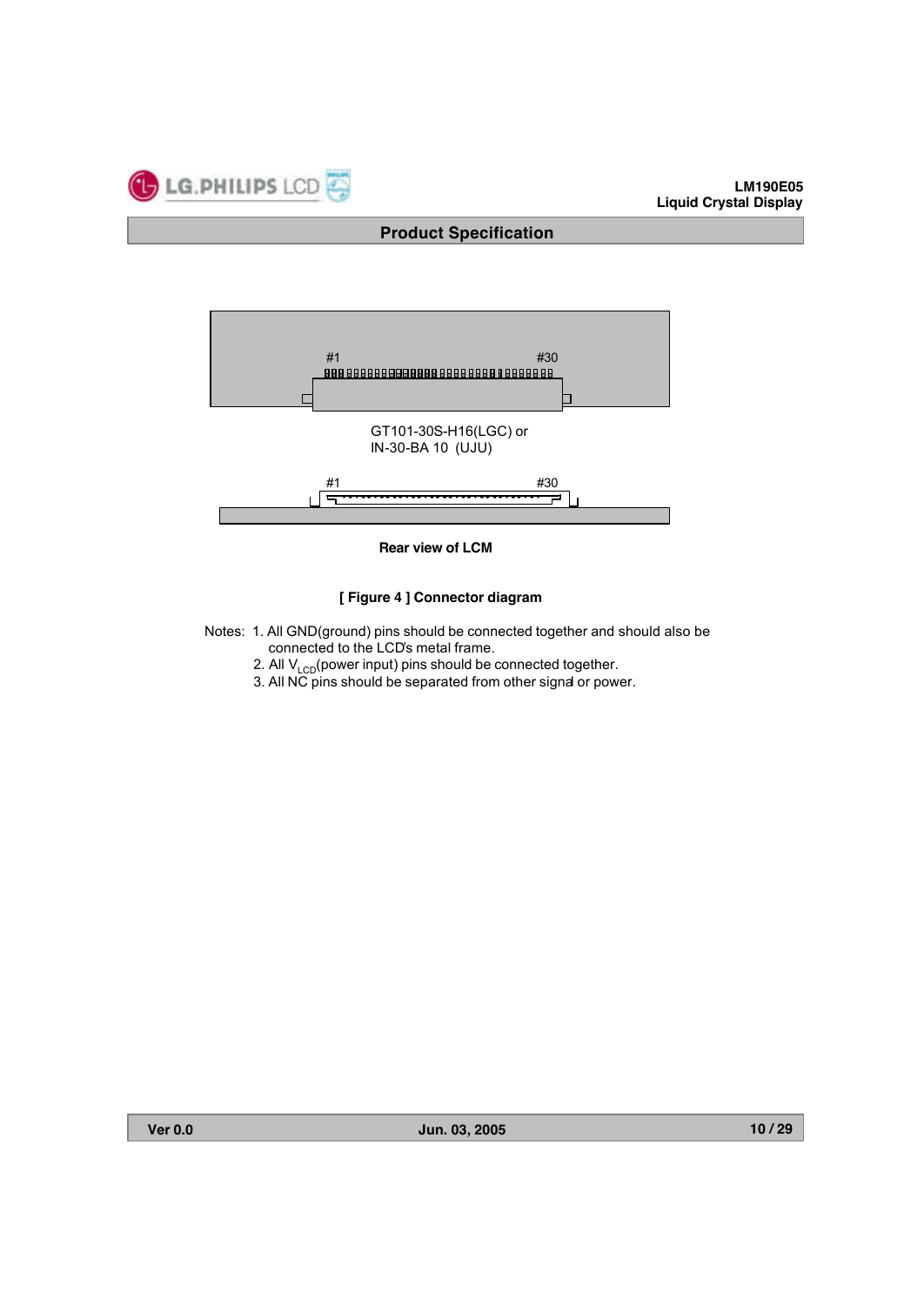#1 #30

GT101-30S-H16(LGC) or
IN-30-BA 10 (UJU)

#1 #30

**Rear view of LCM**

**[ Figure 4 ] Connector diagram**

Notes: 1. All GND(ground) pins should be connected together and should also be connected to the LCD's metal frame.
2. All $V_{LCD}$(power input) pins should be connected together.
3. All NC pins should be separated from other signal or power.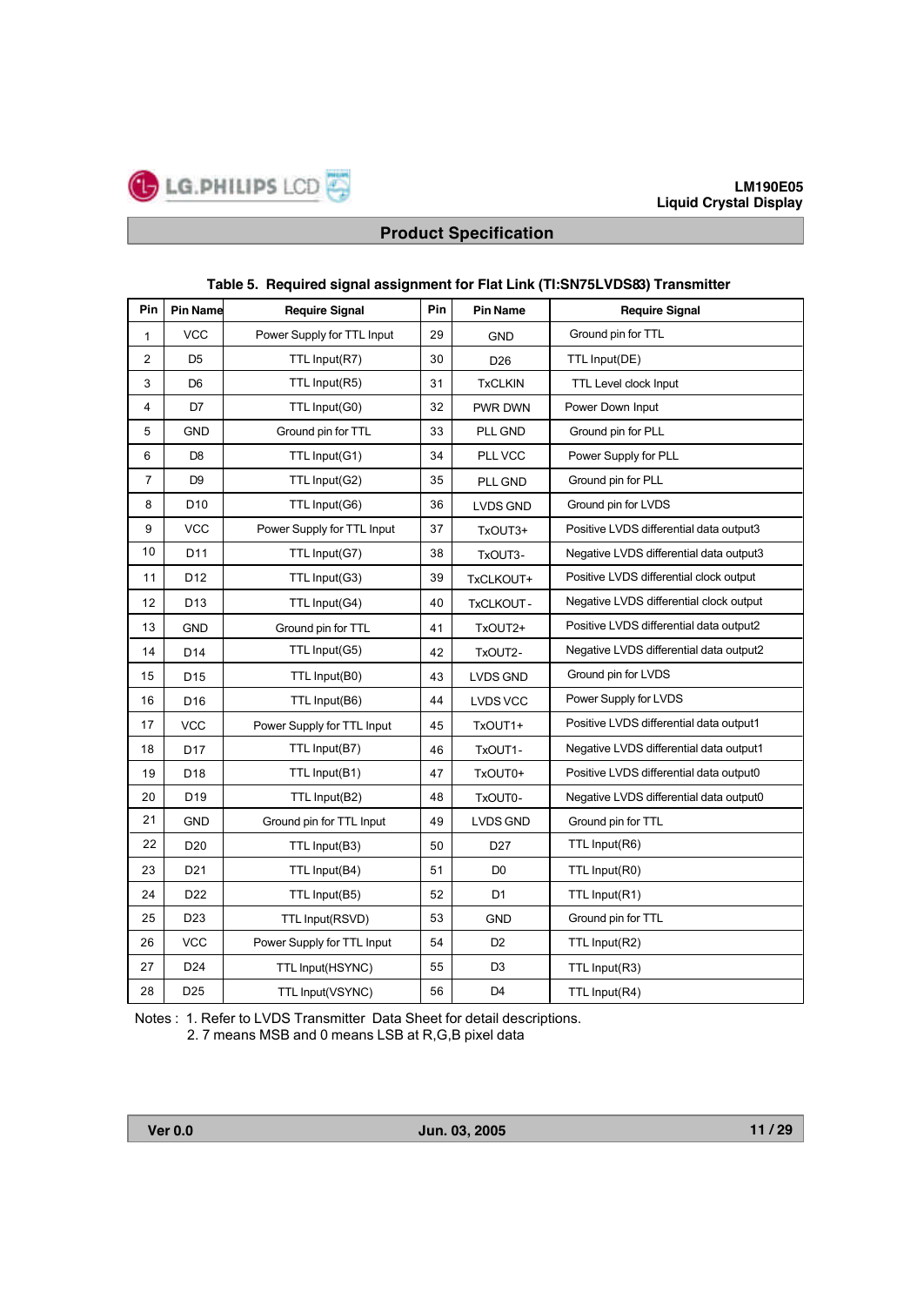Table 5. Required signal assignment for Flat Link (TI:SN75LVDS83) Transmitter

| Pin | Pin Name | Require Signal | Pin | Pin Name | Require Signal |
|---|---|---|---|---|---|
| 1 | VCC | Power Supply for TTL Input | 29 | GND | Ground pin for TTL |
| 2 | D5 | TTL Input(R7) | 30 | D26 | TTL Input(DE) |
| 3 | D6 | TTL Input(R5) | 31 | TxCLKIN | TTL Level clock Input |
| 4 | D7 | TTL Input(G0) | 32 | PWR DWN | Power Down Input |
| 5 | GND | Ground pin for TTL | 33 | PLL GND | Ground pin for PLL |
| 6 | D8 | TTL Input(G1) | 34 | PLL VCC | Power Supply for PLL |
| 7 | D9 | TTL Input(G2) | 35 | PLL GND | Ground pin for PLL |
| 8 | D10 | TTL Input(G6) | 36 | LVDS GND | Ground pin for LVDS |
| 9 | VCC | Power Supply for TTL Input | 37 | TxOUT3+ | Positive LVDS differential data output3 |
| 10 | D11 | TTL Input(G7) | 38 | TxOUT3- | Negative LVDS differential data output3 |
| 11 | D12 | TTL Input(G3) | 39 | TxCLKOUT+ | Positive LVDS differential clock output |
| 12 | D13 | TTL Input(G4) | 40 | TxCLKOUT- | Negative LVDS differential clock output |
| 13 | GND | Ground pin for TTL | 41 | TxOUT2+ | Positive LVDS differential data output2 |
| 14 | D14 | TTL Input(G5) | 42 | TxOUT2- | Negative LVDS differential data output2 |
| 15 | D15 | TTL Input(B0) | 43 | LVDS GND | Ground pin for LVDS |
| 16 | D16 | TTL Input(B6) | 44 | LVDS VCC | Power Supply for LVDS |
| 17 | VCC | Power Supply for TTL Input | 45 | TxOUT1+ | Positive LVDS differential data output1 |
| 18 | D17 | TTL Input(B7) | 46 | TxOUT1- | Negative LVDS differential data output1 |
| 19 | D18 | TTL Input(B1) | 47 | TxOUT0+ | Positive LVDS differential data output0 |
| 20 | D19 | TTL Input(B2) | 48 | TxOUT0- | Negative LVDS differential data output0 |
| 21 | GND | Ground pin for TTL Input | 49 | LVDS GND | Ground pin for TTL |
| 22 | D20 | TTL Input(B3) | 50 | D27 | TTL Input(R6) |
| 23 | D21 | TTL Input(B4) | 51 | D0 | TTL Input(R0) |
| 24 | D22 | TTL Input(B5) | 52 | D1 | TTL Input(R1) |
| 25 | D23 | TTL Input(RSVD) | 53 | GND | Ground pin for TTL |
| 26 | VCC | Power Supply for TTL Input | 54 | D2 | TTL Input(R2) |
| 27 | D24 | TTL Input(HSYNC) | 55 | D3 | TTL Input(R3) |
| 28 | D25 | TTL Input(VSYNC) | 56 | D4 | TTL Input(R4) |

Notes : 1. Refer to LVDS Transmitter Data Sheet for detail descriptions.
2. 7 means MSB and 0 means LSB at R,G,B pixel data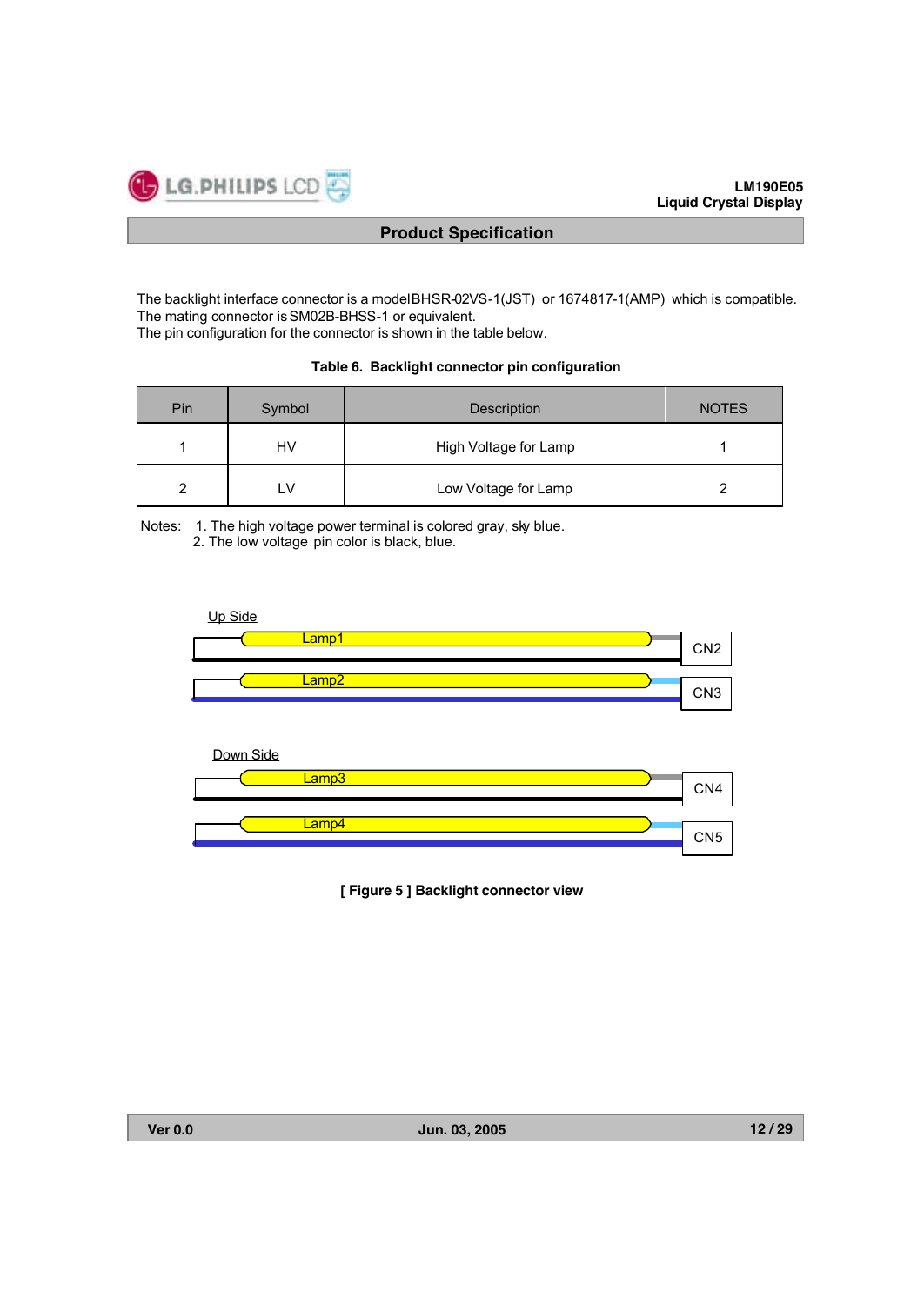The backlight interface connector is a model BHSR-02VS-1(JST) or 1674817-1(AMP) which is compatible.
The mating connector is SM02B-BHSS-1 or equivalent.
The pin configuration for the connector is shown in the table below.

**Table 6. Backlight connector pin configuration**

| Pin | Symbol | Description | NOTES |
|---|---|---|---|
| 1 | HV | High Voltage for Lamp | 1 |
| 2 | LV | Low Voltage for Lamp | 2 |

Notes: 1. The high voltage power terminal is colored gray, sky blue.
2. The low voltage pin color is black, blue.

Up Side

Lamp1 CN2

Lamp2 CN3

Down Side

Lamp3 CN4

Lamp4 CN5

**[ Figure 5 ] Backlight connector view**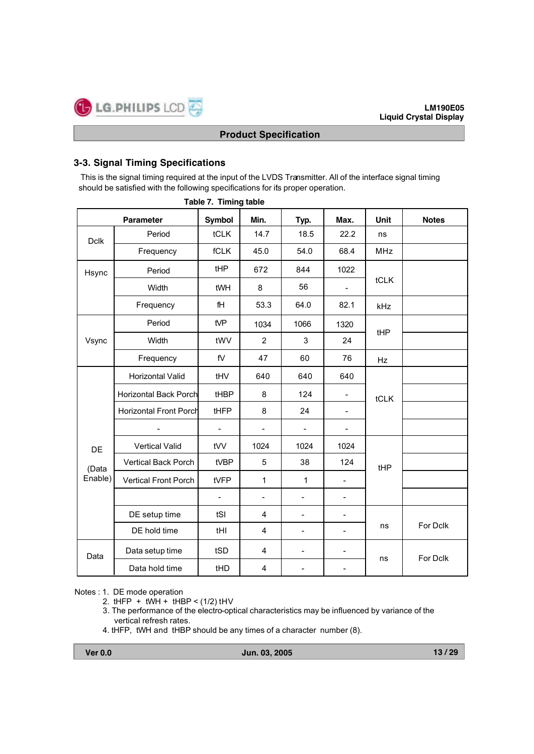## 3-3. Signal Timing Specifications

This is the signal timing required at the input of the LVDS Transmitter. All of the interface signal timing should be satisfied with the following specifications for its proper operation.

**Table 7. Timing table**

| Parameter | | Symbol | Min. | Typ. | Max. | Unit | Notes |
|---|---|---|---|---|---|---|---|
| Dclk | Period | tCLK | 14.7 | 18.5 | 22.2 | ns | |
| | Frequency | fCLK | 45.0 | 54.0 | 68.4 | MHz | |
| Hsync | Period | tHP | 672 | 844 | 1022 | tCLK | |
| | Width | tWH | 8 | 56 | - | | |
| | Frequency | fH | 53.3 | 64.0 | 82.1 | kHz | |
| Vsync | Period | tVP | 1034 | 1066 | 1320 | tHP | |
| | Width | tWV | 2 | 3 | 24 | | |
| | Frequency | fV | 47 | 60 | 76 | Hz | |
| DE (Data Enable) | Horizontal Valid | tHV | 640 | 640 | 640 | tCLK | |
| | Horizontal Back Porch | tHBP | 8 | 124 | - | | |
| | Horizontal Front Porch | tHFP | 8 | 24 | - | | |
| | - | - | - | - | - | | |
| | Vertical Valid | tVV | 1024 | 1024 | 1024 | tHP | |
| | Vertical Back Porch | tVBP | 5 | 38 | 124 | | |
| | Vertical Front Porch | tVFP | 1 | 1 | - | | |
| | | - | - | - | - | | |
| | DE setup time | tSI | 4 | - | - | ns | For Dclk |
| | DE hold time | tHI | 4 | - | - | | |
| Data | Data setup time | tSD | 4 | - | - | ns | For Dclk |
| | Data hold time | tHD | 4 | - | - | | |

Notes : 1. DE mode operation
2. tHFP + tWH + tHBP < (1/2) tHV
3. The performance of the electro-optical characteristics may be influenced by variance of the vertical refresh rates.
4. tHFP, tWH and tHBP should be any times of a character number (8).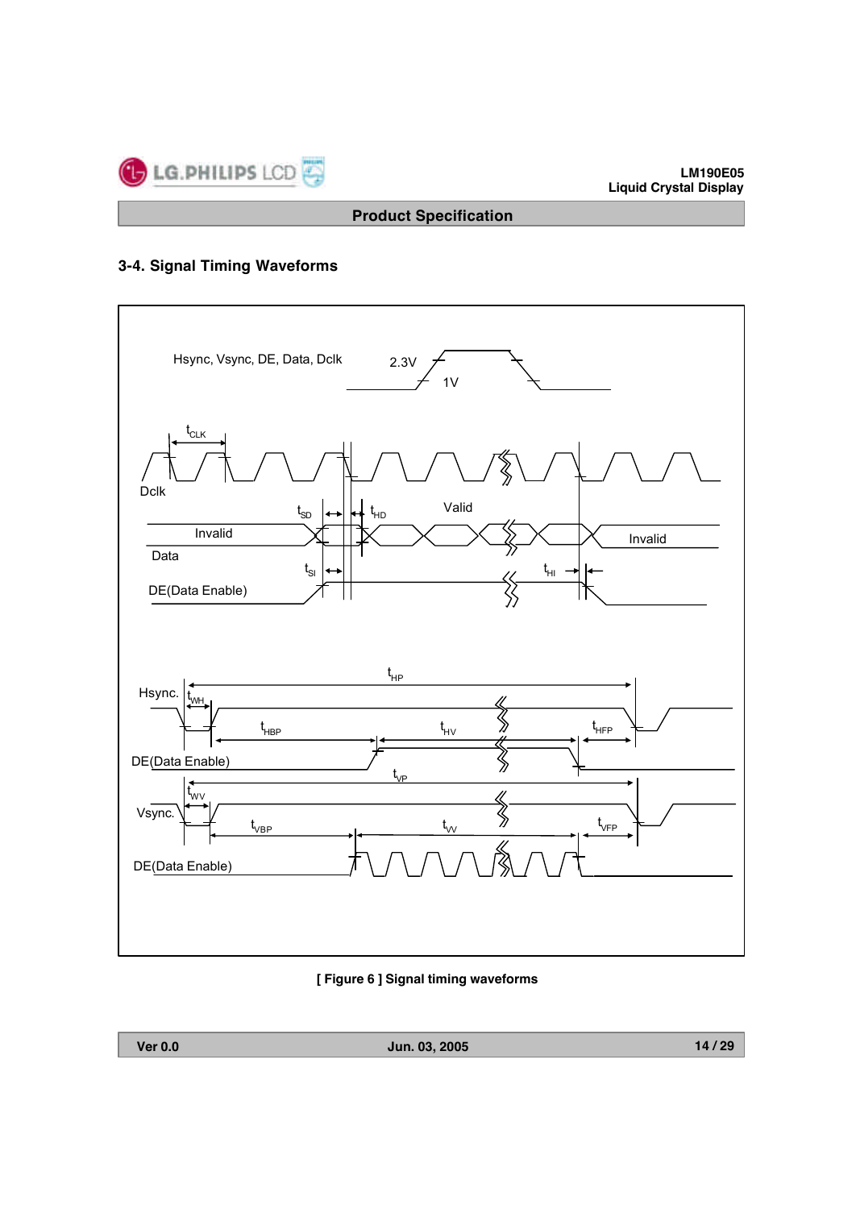### 3-4. Signal Timing Waveforms

Hsync, Vsync, DE, Data, Dclk

2.3V

1V

$t_{CLK}$

Dclk

$t_{SD}$ $t_{HD}$

Valid

Invalid

Data

Invalid

$t_{SI}$ $t_{HI}$

DE(Data Enable)

$t_{HP}$

Hsync.

$t_{WH}$

$t_{HBP}$ $t_{HV}$ $t_{HFP}$

DE(Data Enable)

$t_{VP}$

$t_{WV}$

Vsync.

$t_{VBP}$ $t_{VV}$ $t_{VFP}$

DE(Data Enable)

**[ Figure 6 ] Signal timing waveforms**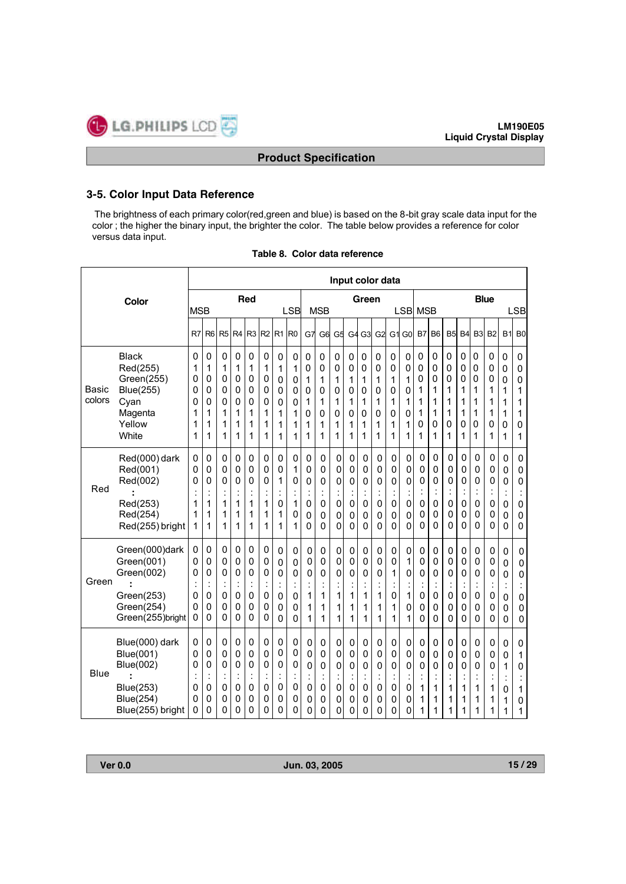## 3-5. Color Input Data Reference

The brightness of each primary color(red,green and blue) is based on the 8-bit gray scale data input for the color ; the higher the binary input, the brighter the color. The table below provides a reference for color versus data input.

**Table 8. Color data reference**

| Color | | Input color data | | | | | | | | | | | | | | | | | | | | | | | |
|---|---|---|---|---|---|---|---|---|---|---|---|---|---|---|---|---|---|---|---|---|---|---|---|---|---|
| | | Red MSB | | | | | | | LSB | Green MSB | | | | | | | LSB | Blue MSB | | | | | | | LSB |
| | | R7 | R6 | R5 | R4 | R3 | R2 | R1 | R0 | G7 | G6 | G5 | G4 | G3 | G2 | G1 | G0 | B7 | B6 | B5 | B4 | B3 | B2 | B1 | B0 |
| Basic colors | Black | 0 | 0 | 0 | 0 | 0 | 0 | 0 | 0 | 0 | 0 | 0 | 0 | 0 | 0 | 0 | 0 | 0 | 0 | 0 | 0 | 0 | 0 | 0 | 0 |
| | Red(255) | 1 | 1 | 1 | 1 | 1 | 1 | 1 | 1 | 0 | 0 | 0 | 0 | 0 | 0 | 0 | 0 | 0 | 0 | 0 | 0 | 0 | 0 | 0 | 0 |
| | Green(255) | 0 | 0 | 0 | 0 | 0 | 0 | 0 | 0 | 1 | 1 | 1 | 1 | 1 | 1 | 1 | 1 | 0 | 0 | 0 | 0 | 0 | 0 | 0 | 0 |
| | Blue(255) | 0 | 0 | 0 | 0 | 0 | 0 | 0 | 0 | 0 | 0 | 0 | 0 | 0 | 0 | 0 | 0 | 1 | 1 | 1 | 1 | 1 | 1 | 1 | 1 |
| | Cyan | 0 | 0 | 0 | 0 | 0 | 0 | 0 | 0 | 1 | 1 | 1 | 1 | 1 | 1 | 1 | 1 | 1 | 1 | 1 | 1 | 1 | 1 | 1 | 1 |
| | Magenta | 1 | 1 | 1 | 1 | 1 | 1 | 1 | 1 | 0 | 0 | 0 | 0 | 0 | 0 | 0 | 0 | 1 | 1 | 1 | 1 | 1 | 1 | 1 | 1 |
| | Yellow | 1 | 1 | 1 | 1 | 1 | 1 | 1 | 1 | 1 | 1 | 1 | 1 | 1 | 1 | 1 | 1 | 0 | 0 | 0 | 0 | 0 | 0 | 0 | 0 |
| | White | 1 | 1 | 1 | 1 | 1 | 1 | 1 | 1 | 1 | 1 | 1 | 1 | 1 | 1 | 1 | 1 | 1 | 1 | 1 | 1 | 1 | 1 | 1 | 1 |
| Red | Red(000) dark | 0 | 0 | 0 | 0 | 0 | 0 | 0 | 0 | 0 | 0 | 0 | 0 | 0 | 0 | 0 | 0 | 0 | 0 | 0 | 0 | 0 | 0 | 0 | 0 |
| | Red(001) | 0 | 0 | 0 | 0 | 0 | 0 | 0 | 1 | 0 | 0 | 0 | 0 | 0 | 0 | 0 | 0 | 0 | 0 | 0 | 0 | 0 | 0 | 0 | 0 |
| | Red(002) | 0 | 0 | 0 | 0 | 0 | 0 | 1 | 0 | 0 | 0 | 0 | 0 | 0 | 0 | 0 | 0 | 0 | 0 | 0 | 0 | 0 | 0 | 0 | 0 |
| | : | : | : | : | : | : | : | : | : | : | : | : | : | : | : | : | : | : | : | : | : | : | : | : | : |
| | Red(253) | 1 | 1 | 1 | 1 | 1 | 1 | 0 | 1 | 0 | 0 | 0 | 0 | 0 | 0 | 0 | 0 | 0 | 0 | 0 | 0 | 0 | 0 | 0 | 0 |
| | Red(254) | 1 | 1 | 1 | 1 | 1 | 1 | 1 | 0 | 0 | 0 | 0 | 0 | 0 | 0 | 0 | 0 | 0 | 0 | 0 | 0 | 0 | 0 | 0 | 0 |
| | Red(255) bright | 1 | 1 | 1 | 1 | 1 | 1 | 1 | 1 | 0 | 0 | 0 | 0 | 0 | 0 | 0 | 0 | 0 | 0 | 0 | 0 | 0 | 0 | 0 | 0 |
| Green | Green(000)dark | 0 | 0 | 0 | 0 | 0 | 0 | 0 | 0 | 0 | 0 | 0 | 0 | 0 | 0 | 0 | 0 | 0 | 0 | 0 | 0 | 0 | 0 | 0 | 0 |
| | Green(001) | 0 | 0 | 0 | 0 | 0 | 0 | 0 | 0 | 0 | 0 | 0 | 0 | 0 | 0 | 0 | 1 | 0 | 0 | 0 | 0 | 0 | 0 | 0 | 0 |
| | Green(002) | 0 | 0 | 0 | 0 | 0 | 0 | 0 | 0 | 0 | 0 | 0 | 0 | 0 | 0 | 1 | 0 | 0 | 0 | 0 | 0 | 0 | 0 | 0 | 0 |
| | : | : | : | : | : | : | : | : | : | : | : | : | : | : | : | : | : | : | : | : | : | : | : | : | : |
| | Green(253) | 0 | 0 | 0 | 0 | 0 | 0 | 0 | 0 | 1 | 1 | 1 | 1 | 1 | 1 | 0 | 1 | 0 | 0 | 0 | 0 | 0 | 0 | 0 | 0 |
| | Green(254) | 0 | 0 | 0 | 0 | 0 | 0 | 0 | 0 | 1 | 1 | 1 | 1 | 1 | 1 | 1 | 0 | 0 | 0 | 0 | 0 | 0 | 0 | 0 | 0 |
| | Green(255)bright | 0 | 0 | 0 | 0 | 0 | 0 | 0 | 0 | 1 | 1 | 1 | 1 | 1 | 1 | 1 | 1 | 0 | 0 | 0 | 0 | 0 | 0 | 0 | 0 |
| Blue | Blue(000) dark | 0 | 0 | 0 | 0 | 0 | 0 | 0 | 0 | 0 | 0 | 0 | 0 | 0 | 0 | 0 | 0 | 0 | 0 | 0 | 0 | 0 | 0 | 0 | 0 |
| | Blue(001) | 0 | 0 | 0 | 0 | 0 | 0 | 0 | 0 | 0 | 0 | 0 | 0 | 0 | 0 | 0 | 0 | 0 | 0 | 0 | 0 | 0 | 0 | 0 | 1 |
| | Blue(002) | 0 | 0 | 0 | 0 | 0 | 0 | 0 | 0 | 0 | 0 | 0 | 0 | 0 | 0 | 0 | 0 | 0 | 0 | 0 | 0 | 0 | 0 | 1 | 0 |
| | : | : | : | : | : | : | : | : | : | : | : | : | : | : | : | : | : | : | : | : | : | : | : | : | : |
| | Blue(253) | 0 | 0 | 0 | 0 | 0 | 0 | 0 | 0 | 0 | 0 | 0 | 0 | 0 | 0 | 0 | 0 | 1 | 1 | 1 | 1 | 1 | 1 | 0 | 1 |
| | Blue(254) | 0 | 0 | 0 | 0 | 0 | 0 | 0 | 0 | 0 | 0 | 0 | 0 | 0 | 0 | 0 | 0 | 1 | 1 | 1 | 1 | 1 | 1 | 1 | 0 |
| | Blue(255) bright | 0 | 0 | 0 | 0 | 0 | 0 | 0 | 0 | 0 | 0 | 0 | 0 | 0 | 0 | 0 | 0 | 1 | 1 | 1 | 1 | 1 | 1 | 1 | 1 |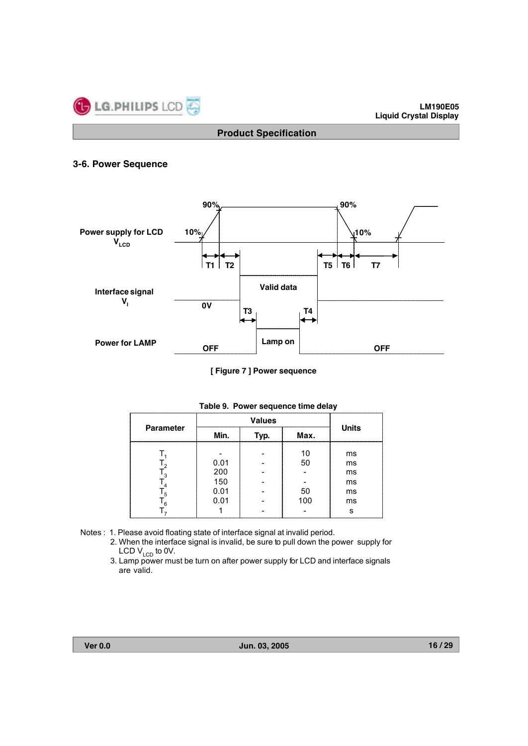## 3-6. Power Sequence

[ Figure 7 ] Power sequence

Table 9. Power sequence time delay

| Parameter | Values | | | Units |
|---|---|---|---|---|
| | Min. | Typ. | Max. | |
| $T_1$ | - | - | 10 | ms |
| $T_2$ | 0.01 | - | 50 | ms |
| $T_3$ | 200 | - | - | ms |
| $T_4$ | 150 | - | - | ms |
| $T_5$ | 0.01 | - | 50 | ms |
| $T_6$ | 0.01 | - | 100 | ms |
| $T_7$ | 1 | - | - | s |

Notes :
1. Please avoid floating state of interface signal at invalid period.
2. When the interface signal is invalid, be sure to pull down the power supply for LCD $V_{LCD}$ to 0V.
3. Lamp power must be turn on after power supply for LCD and interface signals are valid.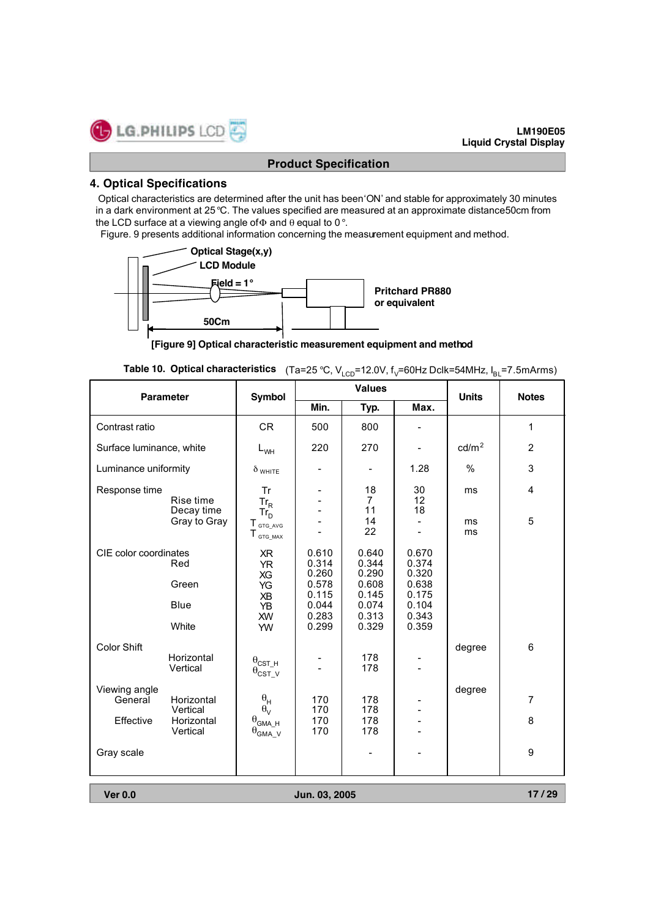## 4. Optical Specifications

Optical characteristics are determined after the unit has been 'ON' and stable for approximately 30 minutes in a dark environment at 25℃. The values specified are measured at an approximate distance 50cm from the LCD surface at a viewing angle of Φ and θ equal to 0°.

Figure. 9 presents additional information concerning the measurement equipment and method.

Optical Stage(x,y)
LCD Module
Field = 1°
Pritchard PR880 or equivalent
50Cm

[Figure 9] Optical characteristic measurement equipment and method

**Table 10. Optical characteristics** (Ta=25 ℃, $V_{LCD}$=12.0V, $f_V$=60Hz Dclk=54MHz, $I_{BL}$=7.5mArms)

| Parameter | | Symbol | Values | | | Units | Notes |
|---|---|---|---|---|---|---|---|
| | | | Min. | Typ. | Max. | | |
| Contrast ratio | | CR | 500 | 800 | - | | 1 |
| Surface luminance, white | | $L_{WH}$ | 220 | 270 | - | cd/m² | 2 |
| Luminance uniformity | | $\delta_{WHITE}$ | - | - | 1.28 | % | 3 |
| Response time | | Tr | - | 18 | 30 | ms | 4 |
| | Rise time | $Tr_R$ | - | 7 | 12 | | |
| | Decay time | $Tr_D$ | - | 11 | 18 | | |
| | Gray to Gray | $T_{GTG\_AVG}$ | - | 14 | - | ms | 5 |
| | | $T_{GTG\_MAX}$ | - | 22 | - | ms | |
| CIE color coordinates | Red | XR | 0.610 | 0.640 | 0.670 | | |
| | | YR | 0.314 | 0.344 | 0.374 | | |
| | Green | XG | 0.260 | 0.290 | 0.320 | | |
| | | YG | 0.578 | 0.608 | 0.638 | | |
| | Blue | XB | 0.115 | 0.145 | 0.175 | | |
| | | YB | 0.044 | 0.074 | 0.104 | | |
| | White | XW | 0.283 | 0.313 | 0.343 | | |
| | | YW | 0.299 | 0.329 | 0.359 | | |
| Color Shift | | | | | | degree | 6 |
| | Horizontal | $\theta_{CST\_H}$ | - | 178 | - | | |
| | Vertical | $\theta_{CST\_V}$ | - | 178 | - | | |
| Viewing angle | | | | | | degree | |
| General | Horizontal | $\theta_H$ | 170 | 178 | - | | 7 |
| | Vertical | $\theta_V$ | 170 | 178 | - | | |
| Effective | Horizontal | $\theta_{GMA\_H}$ | 170 | 178 | - | | 8 |
| | Vertical | $\theta_{GMA\_V}$ | 170 | 178 | - | | |
| Gray scale | | | | - | - | | 9 |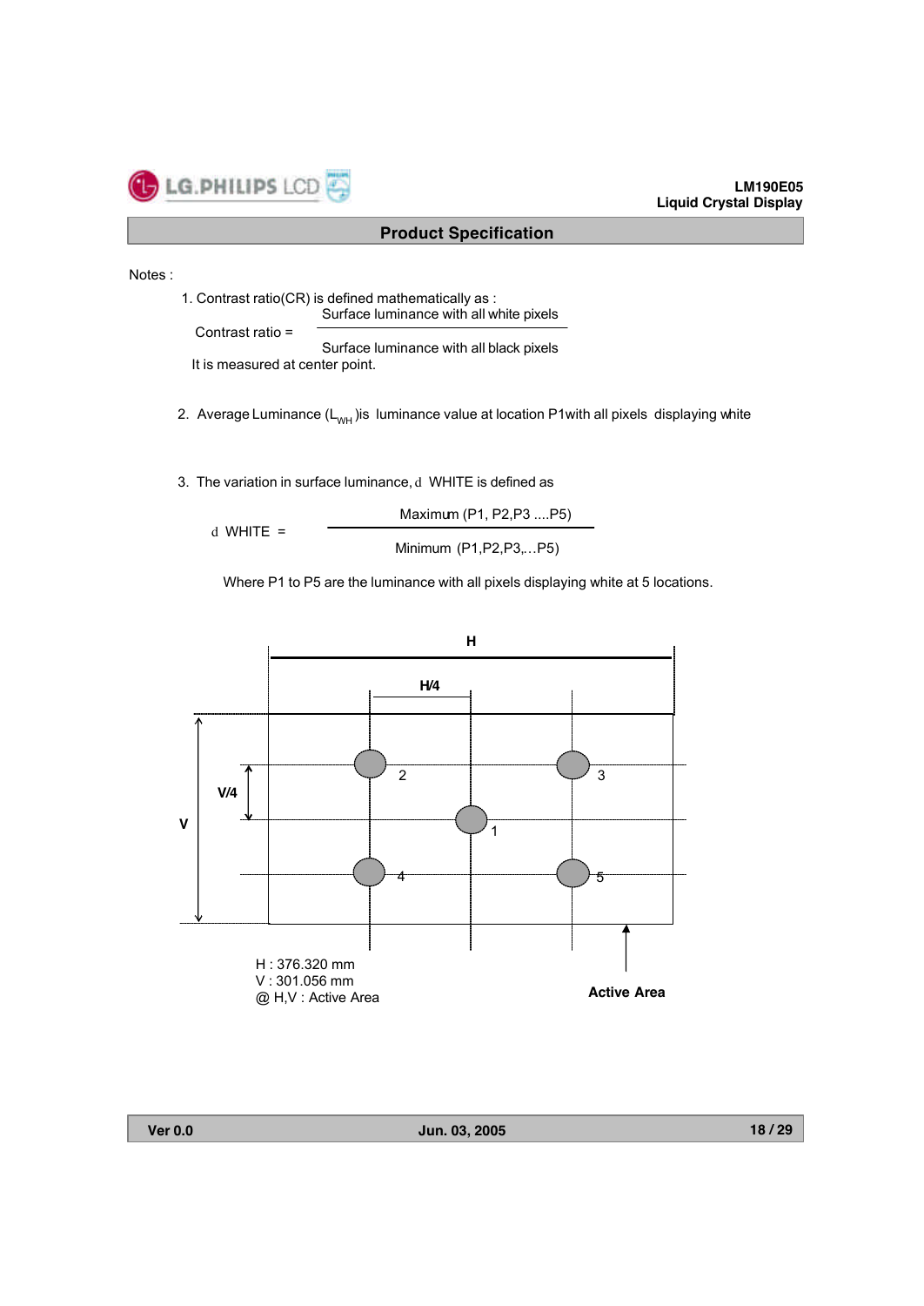Notes :

1. Contrast ratio(CR) is defined mathematically as :

$$\text{Contrast ratio} = \frac{\text{Surface luminance with all white pixels}}{\text{Surface luminance with all black pixels}}$$

It is measured at center point.

2. Average Luminance ($L_{WH}$)is luminance value at location P1with all pixels displaying white

3. The variation in surface luminance, δ WHITE is defined as

$$\delta\ \text{WHITE} = \frac{\text{Maximum (P1, P2,P3 ....P5)}}{\text{Minimum (P1,P2,P3,...P5)}}$$

Where P1 to P5 are the luminance with all pixels displaying white at 5 locations.

H

H/4

V/4

V

2 3 1 4 5

H : 376.320 mm
V : 301.056 mm
@ H,V : Active Area

**Active Area**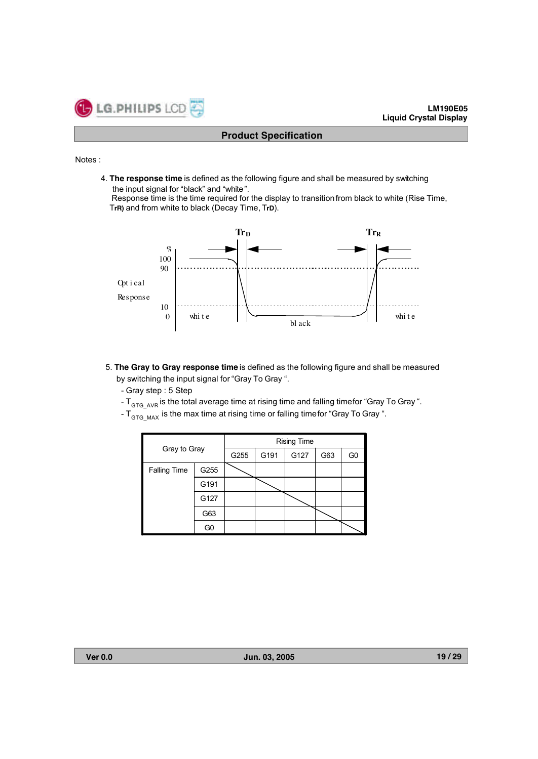Notes :

4. **The response time** is defined as the following figure and shall be measured by switching the input signal for "black" and "white".
   Response time is the time required for the display to transition from black to white (Rise Time, $T_{rR}$) and from white to black (Decay Time, $T_{rD}$).

5. **The Gray to Gray response time** is defined as the following figure and shall be measured by switching the input signal for "Gray To Gray ".
   - Gray step : 5 Step
   - $T_{GTG\_AVR}$ is the total average time at rising time and falling time for "Gray To Gray ".
   - $T_{GTG\_MAX}$ is the max time at rising time or falling time for "Gray To Gray ".

| Gray to Gray | | Rising Time | | | | |
|---|---|---|---|---|---|---|
| | | G255 | G191 | G127 | G63 | G0 |
| Falling Time | G255 | | | | | |
| | G191 | | | | | |
| | G127 | | | | | |
| | G63 | | | | | |
| | G0 | | | | | |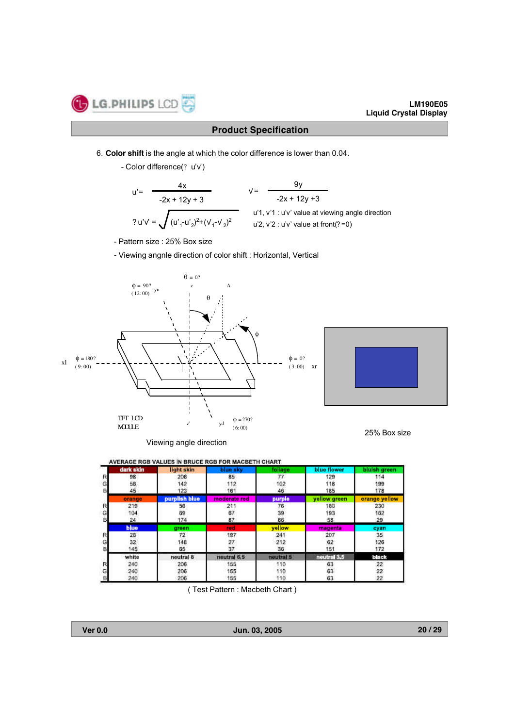6. **Color shift** is the angle at which the color difference is lower than 0.04.

- Color difference(? u'v')

$$u' = \frac{4x}{-2x + 12y + 3} \qquad v' = \frac{9y}{-2x + 12y + 3}$$

$$? u'v' = \sqrt{(u'_1 - u'_2)^2 + (v'_1 - v'_2)^2}$$

u'1, v'1 : u'v' value at viewing angle direction

u'2, v'2 : u'v' value at front(? =0)

- Pattern size : 25% Box size
- Viewing angnle direction of color shift : Horizontal, Vertical

θ = 0?, φ = 90? (12:00), φ = 180? (9:00), φ = 0? (3:00), φ = 270? (6:00), TFT LCD MODULE

Viewing angle direction

25% Box size

AVERAGE RGB VALUES IN BRUCE RGB FOR MACBETH CHART

| | dark skin | light skin | blue sky | foliage | blue flower | bluish green |
|---|---|---|---|---|---|---|
| R | 98 | 206 | 85 | 77 | 129 | 114 |
| G | 56 | 142 | 112 | 102 | 118 | 199 |
| B | 45 | 123 | 161 | 46 | 185 | 178 |
| | **orange** | **purplish blue** | **moderate red** | **purple** | **yellow green** | **orange yellow** |
| R | 219 | 56 | 211 | 76 | 160 | 230 |
| G | 104 | 69 | 67 | 39 | 193 | 162 |
| B | 24 | 174 | 87 | 86 | 58 | 29 |
| | **blue** | **green** | **red** | **yellow** | **magenta** | **cyan** |
| R | 26 | 72 | 197 | 241 | 207 | 35 |
| G | 32 | 148 | 27 | 212 | 62 | 126 |
| B | 145 | 65 | 37 | 36 | 151 | 172 |
| | **white** | **neutral 8** | **neutral 6.5** | **neutral 5** | **neutral 3.5** | **black** |
| R | 240 | 206 | 155 | 110 | 63 | 22 |
| G | 240 | 206 | 155 | 110 | 63 | 22 |
| B | 240 | 206 | 155 | 110 | 63 | 22 |

( Test Pattern : Macbeth Chart )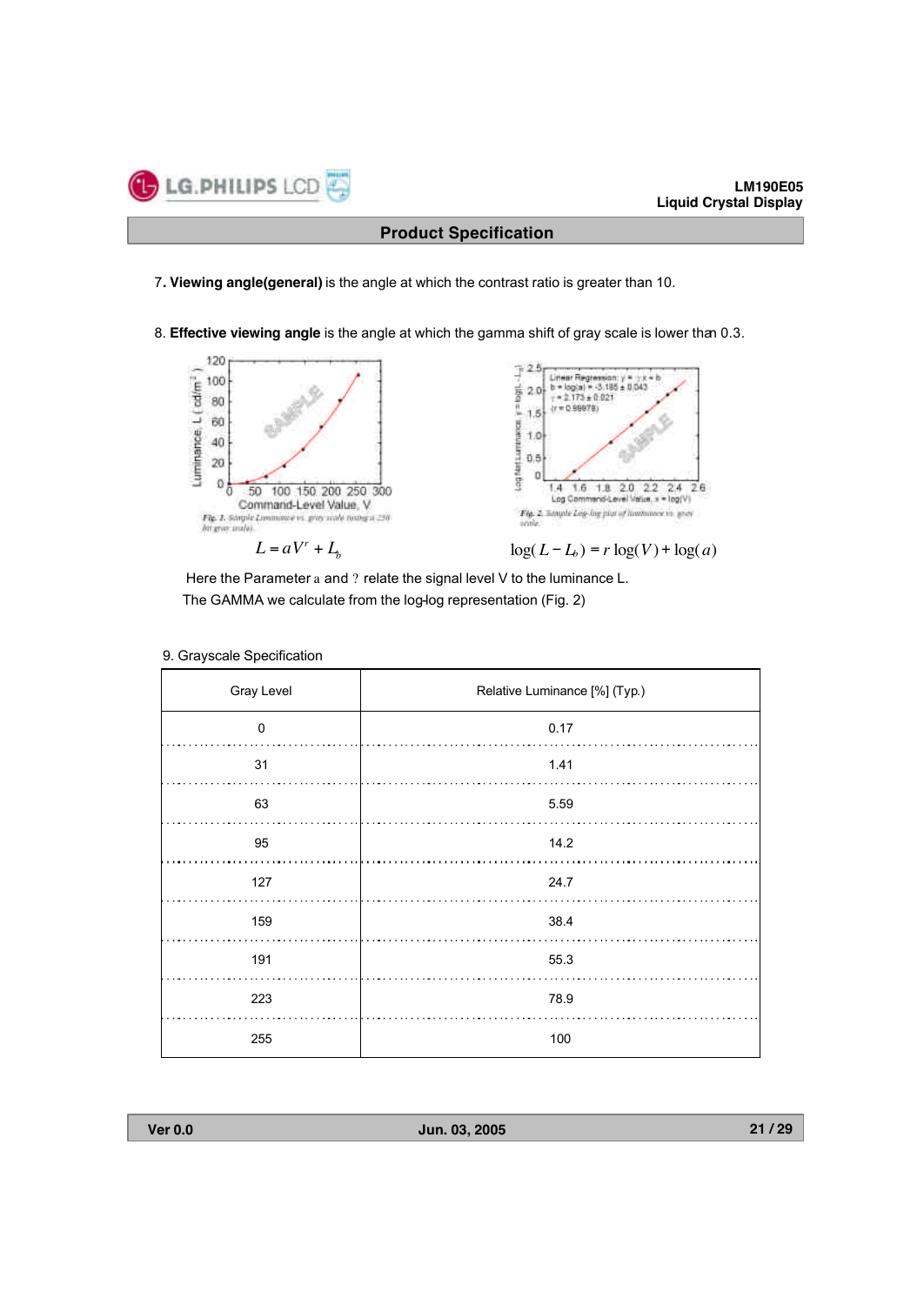7. **Viewing angle(general)** is the angle at which the contrast ratio is greater than 10.

8. **Effective viewing angle** is the angle at which the gamma shift of gray scale is lower than 0.3.

*Fig. 1.* Sample Luminance vs. gray scale (using a 256 bit gray scale).

*Fig. 2.* Sample Log-log plot of luminance vs. gray scale.

$$L = aV^r + L_b$$

$$\log(L - L_b) = r\log(V) + \log(a)$$

Here the Parameter a and ? relate the signal level V to the luminance L.
The GAMMA we calculate from the log-log representation (Fig. 2)

9. Grayscale Specification

| Gray Level | Relative Luminance [%] (Typ.) |
|---|---|
| 0 | 0.17 |
| 31 | 1.41 |
| 63 | 5.59 |
| 95 | 14.2 |
| 127 | 24.7 |
| 159 | 38.4 |
| 191 | 55.3 |
| 223 | 78.9 |
| 255 | 100 |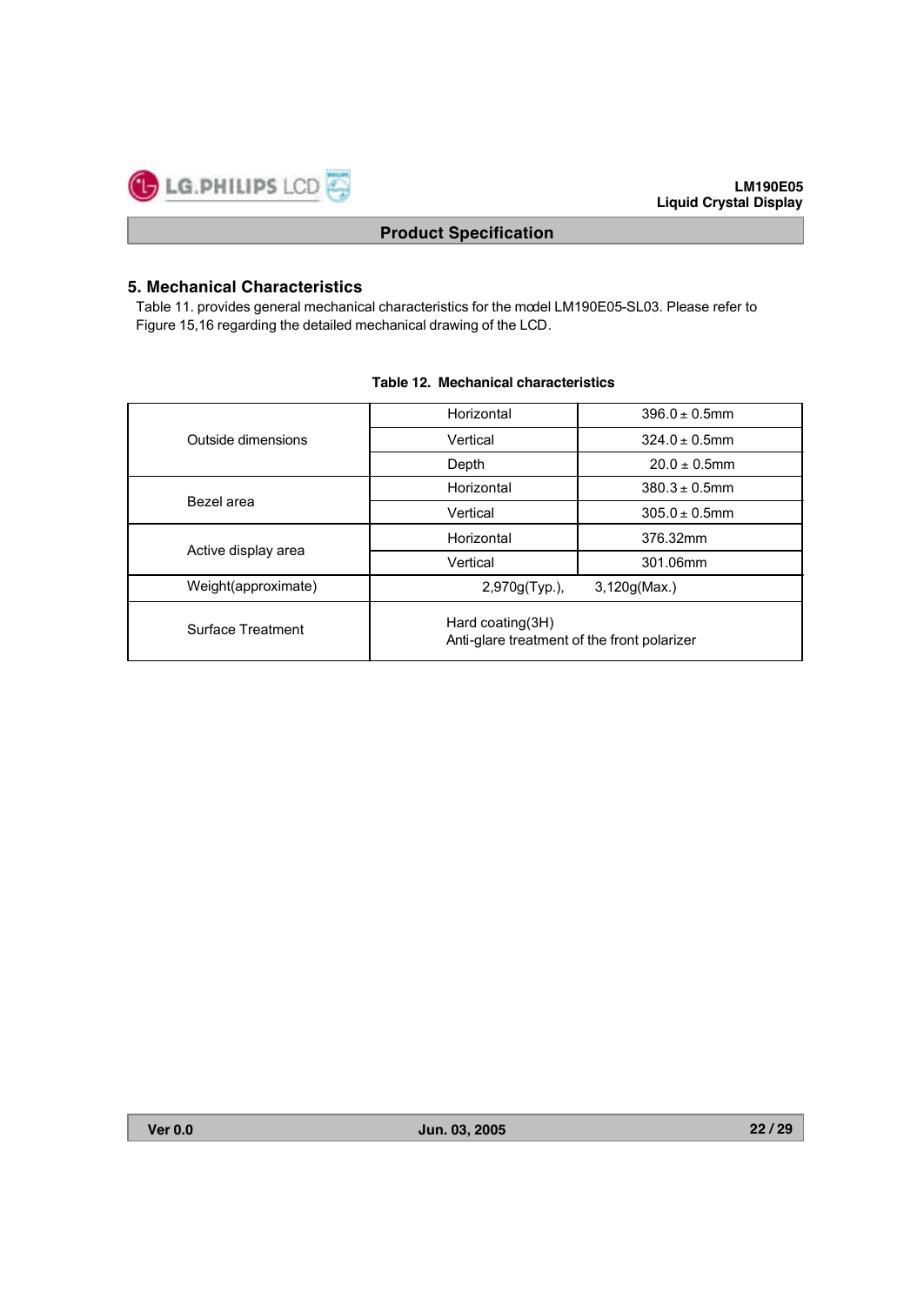## 5. Mechanical Characteristics

Table 11. provides general mechanical characteristics for the model LM190E05-SL03. Please refer to Figure 15,16 regarding the detailed mechanical drawing of the LCD.

**Table 12. Mechanical characteristics**

| | | |
|---|---|---|
| Outside dimensions | Horizontal | 396.0 ± 0.5mm |
| | Vertical | 324.0 ± 0.5mm |
| | Depth | 20.0 ± 0.5mm |
| Bezel area | Horizontal | 380.3 ± 0.5mm |
| | Vertical | 305.0 ± 0.5mm |
| Active display area | Horizontal | 376.32mm |
| | Vertical | 301.06mm |
| Weight(approximate) | 2,970g(Typ.), 3,120g(Max.) | |
| Surface Treatment | Hard coating(3H)<br>Anti-glare treatment of the front polarizer | |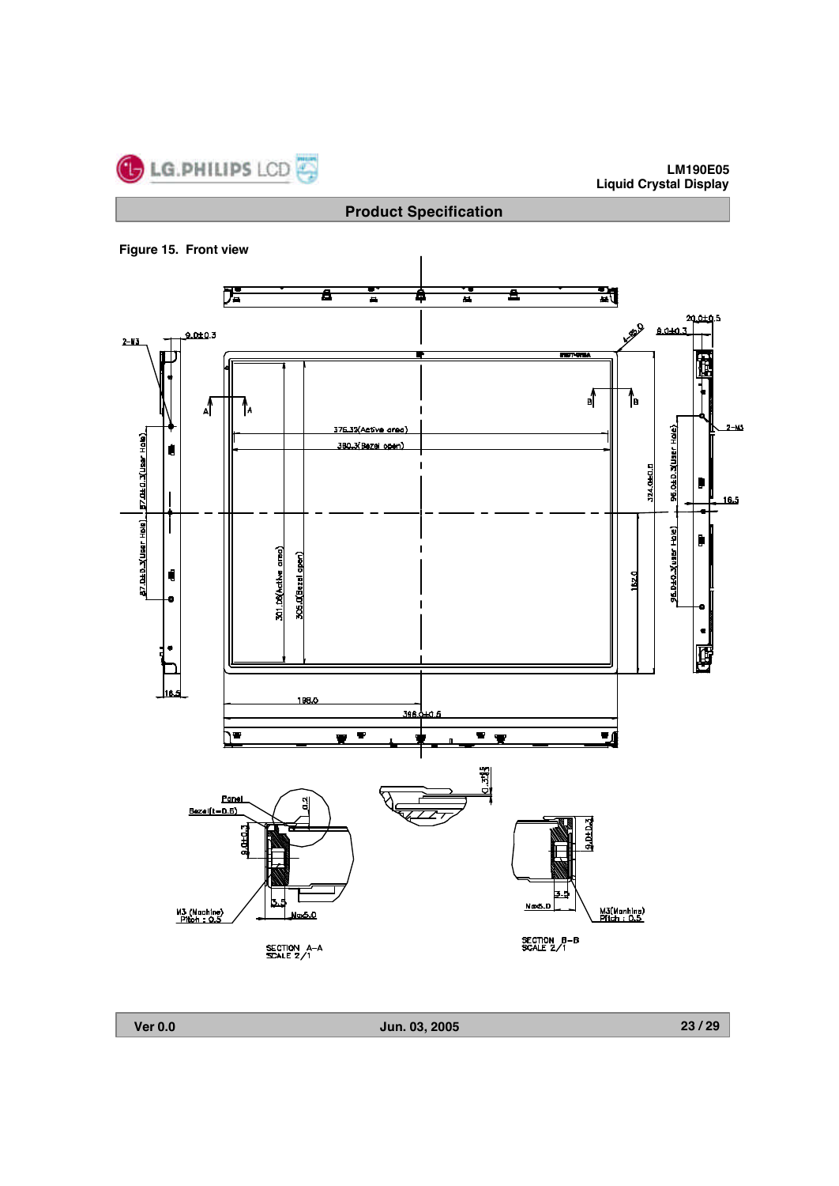**Product Specification**

**Figure 15. Front view**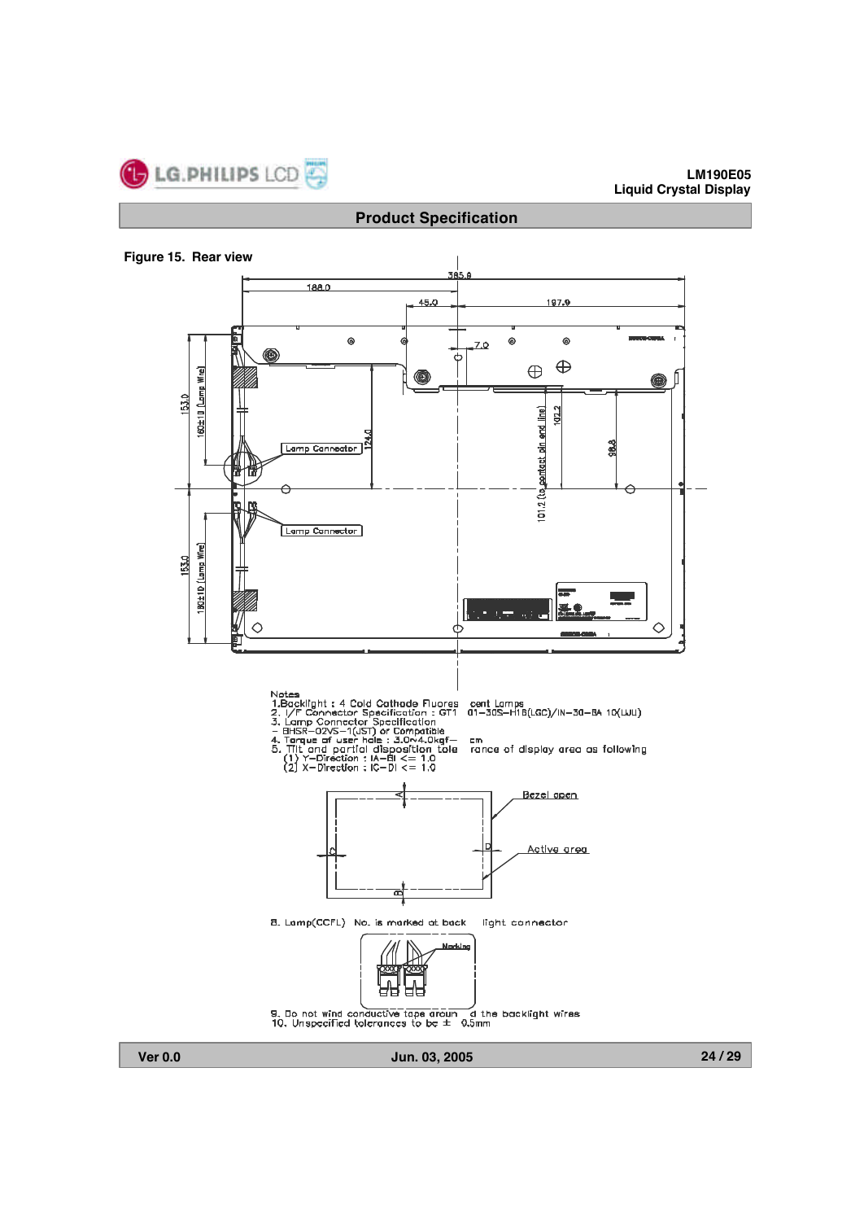## Product Specification

**Figure 15. Rear view**

Notes
1. Backlight : 4 Cold Cathode Fluorescent Lamps
2. I/F Connector Specification : GT101-30S-H18(LGC)/IN-30-BA 10(LWJ)
3. Lamp Connector Specification
   - BHSR-02VS-1(JST) or Compatible
4. Torque of user hole : 3.0~4.0kgf-cm
5. Tilt and partial disposition tolerance of display area as following
   (1) Y-Direction : |A-B| <= 1.0
   (2) X-Direction : |C-D| <= 1.0

8. Lamp(CCFL) No. is marked at backlight connector

9. Do not wind conductive tape around the backlight wires
10. Unspecified tolerances to be ± 0.5mm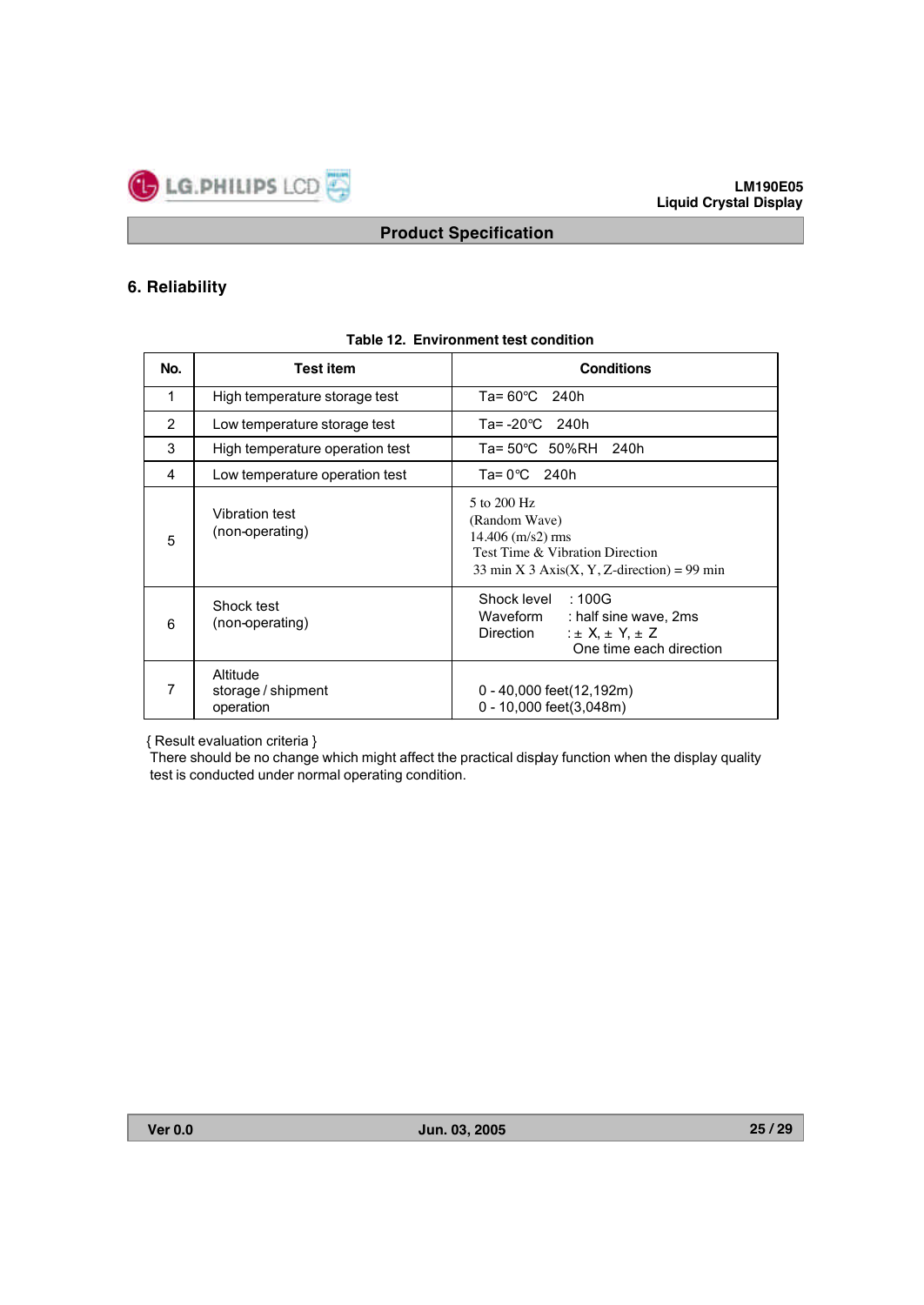## 6. Reliability

Table 12. Environment test condition

| No. | Test item | Conditions |
|---|---|---|
| 1 | High temperature storage test | Ta= 60℃ 240h |
| 2 | Low temperature storage test | Ta= -20℃ 240h |
| 3 | High temperature operation test | Ta= 50℃ 50%RH 240h |
| 4 | Low temperature operation test | Ta= 0℃ 240h |
| 5 | Vibration test<br>(non-operating) | 5 to 200 Hz<br>(Random Wave)<br>14.406 (m/s2) rms<br>Test Time & Vibration Direction<br>33 min X 3 Axis(X, Y, Z-direction) = 99 min |
| 6 | Shock test<br>(non-operating) | Shock level : 100G<br>Waveform : half sine wave, 2ms<br>Direction : ± X, ± Y, ± Z<br>One time each direction |
| 7 | Altitude<br>storage / shipment<br>operation | 0 - 40,000 feet(12,192m)<br>0 - 10,000 feet(3,048m) |

{ Result evaluation criteria }
There should be no change which might affect the practical display function when the display quality test is conducted under normal operating condition.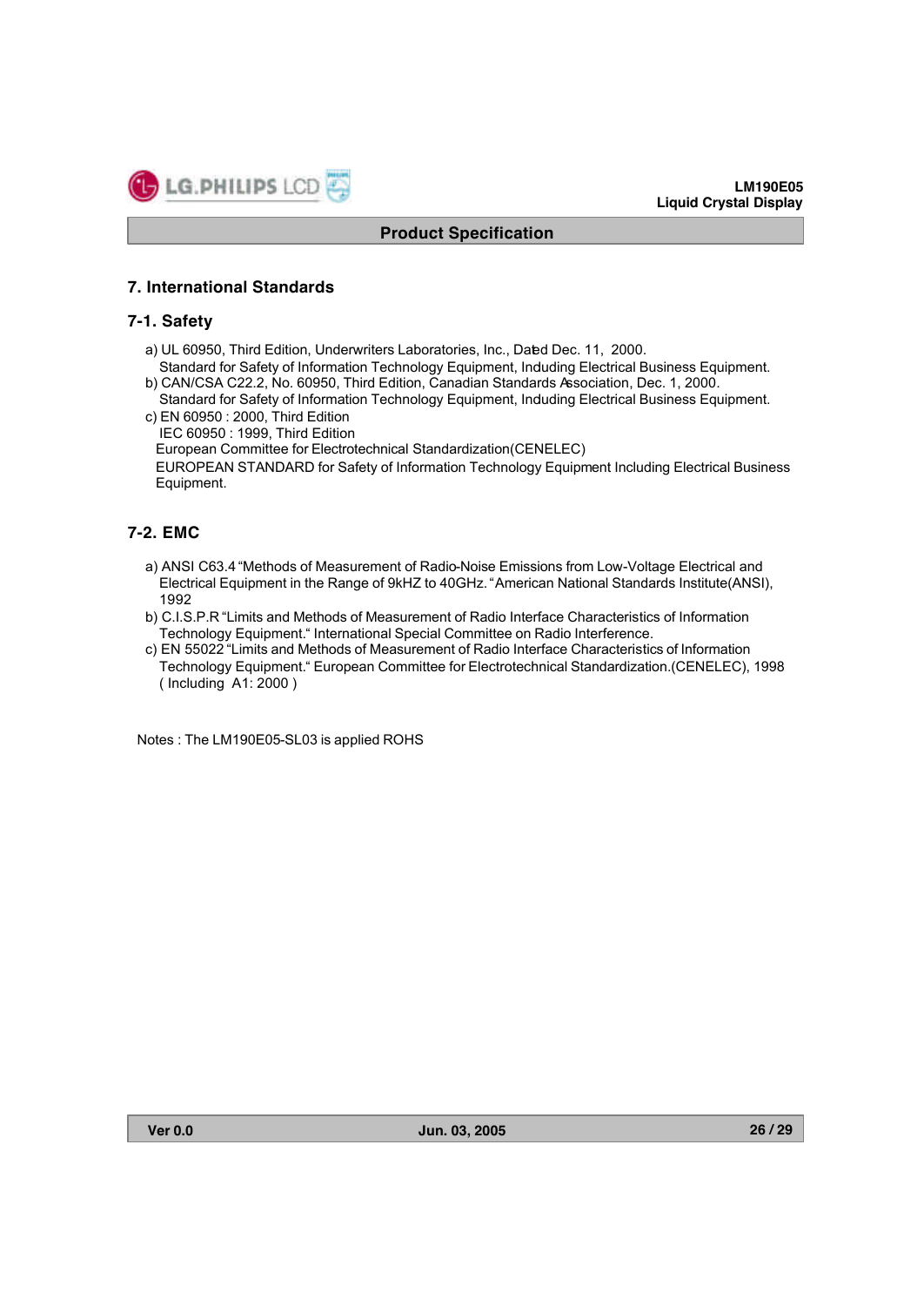## 7. International Standards

### 7-1. Safety

a) UL 60950, Third Edition, Underwriters Laboratories, Inc., Dated Dec. 11, 2000.
   Standard for Safety of Information Technology Equipment, Including Electrical Business Equipment.
b) CAN/CSA C22.2, No. 60950, Third Edition, Canadian Standards Association, Dec. 1, 2000.
   Standard for Safety of Information Technology Equipment, Including Electrical Business Equipment.
c) EN 60950 : 2000, Third Edition
   IEC 60950 : 1999, Third Edition
   European Committee for Electrotechnical Standardization(CENELEC)
   EUROPEAN STANDARD for Safety of Information Technology Equipment Including Electrical Business Equipment.

### 7-2. EMC

a) ANSI C63.4 "Methods of Measurement of Radio-Noise Emissions from Low-Voltage Electrical and Electrical Equipment in the Range of 9kHZ to 40GHz. "American National Standards Institute(ANSI), 1992
b) C.I.S.P.R "Limits and Methods of Measurement of Radio Interface Characteristics of Information Technology Equipment." International Special Committee on Radio Interference.
c) EN 55022 "Limits and Methods of Measurement of Radio Interface Characteristics of Information Technology Equipment." European Committee for Electrotechnical Standardization.(CENELEC), 1998 ( Including A1: 2000 )

Notes : The LM190E05-SL03 is applied ROHS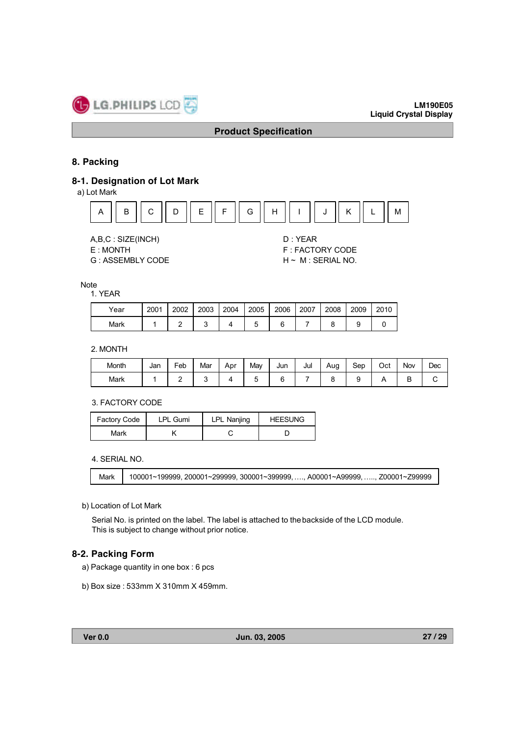## 8. Packing

### 8-1. Designation of Lot Mark

a) Lot Mark

| A | B | C | D | E | F | G | H | I | J | K | L | M |
|---|---|---|---|---|---|---|---|---|---|---|---|---|

A,B,C : SIZE(INCH)
E : MONTH
G : ASSEMBLY CODE

D : YEAR
F : FACTORY CODE
H ~ M : SERIAL NO.

Note

1. YEAR

| Year | 2001 | 2002 | 2003 | 2004 | 2005 | 2006 | 2007 | 2008 | 2009 | 2010 |
|---|---|---|---|---|---|---|---|---|---|---|
| Mark | 1 | 2 | 3 | 4 | 5 | 6 | 7 | 8 | 9 | 0 |

2. MONTH

| Month | Jan | Feb | Mar | Apr | May | Jun | Jul | Aug | Sep | Oct | Nov | Dec |
|---|---|---|---|---|---|---|---|---|---|---|---|---|
| Mark | 1 | 2 | 3 | 4 | 5 | 6 | 7 | 8 | 9 | A | B | C |

3. FACTORY CODE

| Factory Code | LPL Gumi | LPL Nanjing | HEESUNG |
|---|---|---|---|
| Mark | K | C | D |

4. SERIAL NO.

| Mark | 100001~199999, 200001~299999, 300001~399999, …., A00001~A99999, ….., Z00001~Z99999 |
|---|---|

b) Location of Lot Mark

Serial No. is printed on the label. The label is attached to the backside of the LCD module.
This is subject to change without prior notice.

### 8-2. Packing Form

a) Package quantity in one box : 6 pcs

b) Box size : 533mm X 310mm X 459mm.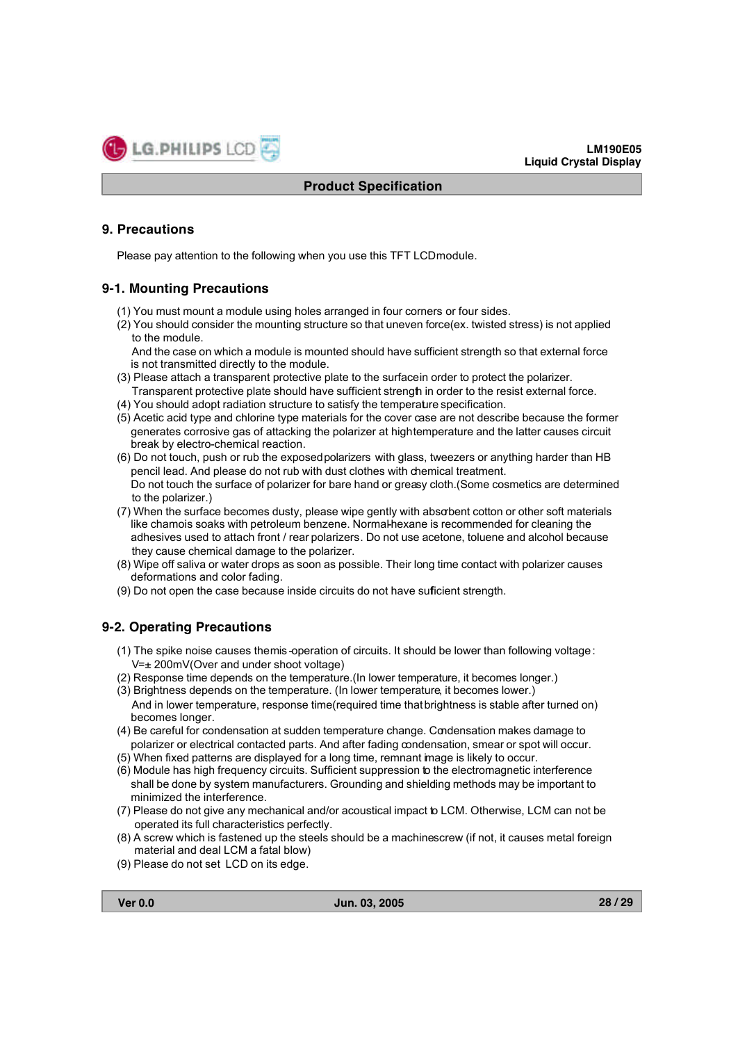## 9. Precautions

Please pay attention to the following when you use this TFT LCD module.

### 9-1. Mounting Precautions

(1) You must mount a module using holes arranged in four corners or four sides.
(2) You should consider the mounting structure so that uneven force(ex. twisted stress) is not applied to the module.
 And the case on which a module is mounted should have sufficient strength so that external force is not transmitted directly to the module.
(3) Please attach a transparent protective plate to the surface in order to protect the polarizer.
 Transparent protective plate should have sufficient strength in order to the resist external force.
(4) You should adopt radiation structure to satisfy the temperature specification.
(5) Acetic acid type and chlorine type materials for the cover case are not describe because the former generates corrosive gas of attacking the polarizer at high temperature and the latter causes circuit break by electro-chemical reaction.
(6) Do not touch, push or rub the exposed polarizers with glass, tweezers or anything harder than HB pencil lead. And please do not rub with dust clothes with chemical treatment.
 Do not touch the surface of polarizer for bare hand or greasy cloth.(Some cosmetics are determined to the polarizer.)
(7) When the surface becomes dusty, please wipe gently with absorbent cotton or other soft materials like chamois soaks with petroleum benzene. Normal-hexane is recommended for cleaning the adhesives used to attach front / rear polarizers. Do not use acetone, toluene and alcohol because they cause chemical damage to the polarizer.
(8) Wipe off saliva or water drops as soon as possible. Their long time contact with polarizer causes deformations and color fading.
(9) Do not open the case because inside circuits do not have sufficient strength.

### 9-2. Operating Precautions

(1) The spike noise causes the mis-operation of circuits. It should be lower than following voltage :
 V=± 200mV(Over and under shoot voltage)
(2) Response time depends on the temperature.(In lower temperature, it becomes longer.)
(3) Brightness depends on the temperature. (In lower temperature, it becomes lower.)
 And in lower temperature, response time(required time that brightness is stable after turned on) becomes longer.
(4) Be careful for condensation at sudden temperature change. Condensation makes damage to polarizer or electrical contacted parts. And after fading condensation, smear or spot will occur.
(5) When fixed patterns are displayed for a long time, remnant image is likely to occur.
(6) Module has high frequency circuits. Sufficient suppression to the electromagnetic interference shall be done by system manufacturers. Grounding and shielding methods may be important to minimized the interference.
(7) Please do not give any mechanical and/or acoustical impact to LCM. Otherwise, LCM can not be operated its full characteristics perfectly.
(8) A screw which is fastened up the steels should be a machine screw (if not, it causes metal foreign material and deal LCM a fatal blow)
(9) Please do not set LCD on its edge.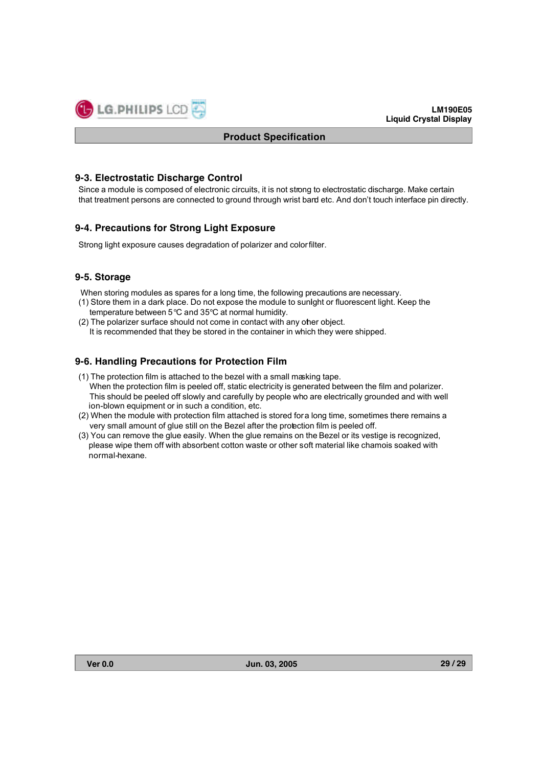## 9-3. Electrostatic Discharge Control

Since a module is composed of electronic circuits, it is not strong to electrostatic discharge. Make certain that treatment persons are connected to ground through wrist band etc. And don't touch interface pin directly.

## 9-4. Precautions for Strong Light Exposure

Strong light exposure causes degradation of polarizer and color filter.

## 9-5. Storage

When storing modules as spares for a long time, the following precautions are necessary.

(1) Store them in a dark place. Do not expose the module to sunlight or fluorescent light. Keep the temperature between 5°C and 35°C at normal humidity.

(2) The polarizer surface should not come in contact with any other object. It is recommended that they be stored in the container in which they were shipped.

## 9-6. Handling Precautions for Protection Film

(1) The protection film is attached to the bezel with a small masking tape. When the protection film is peeled off, static electricity is generated between the film and polarizer. This should be peeled off slowly and carefully by people who are electrically grounded and with well ion-blown equipment or in such a condition, etc.

(2) When the module with protection film attached is stored for a long time, sometimes there remains a very small amount of glue still on the Bezel after the protection film is peeled off.

(3) You can remove the glue easily. When the glue remains on the Bezel or its vestige is recognized, please wipe them off with absorbent cotton waste or other soft material like chamois soaked with normal-hexane.